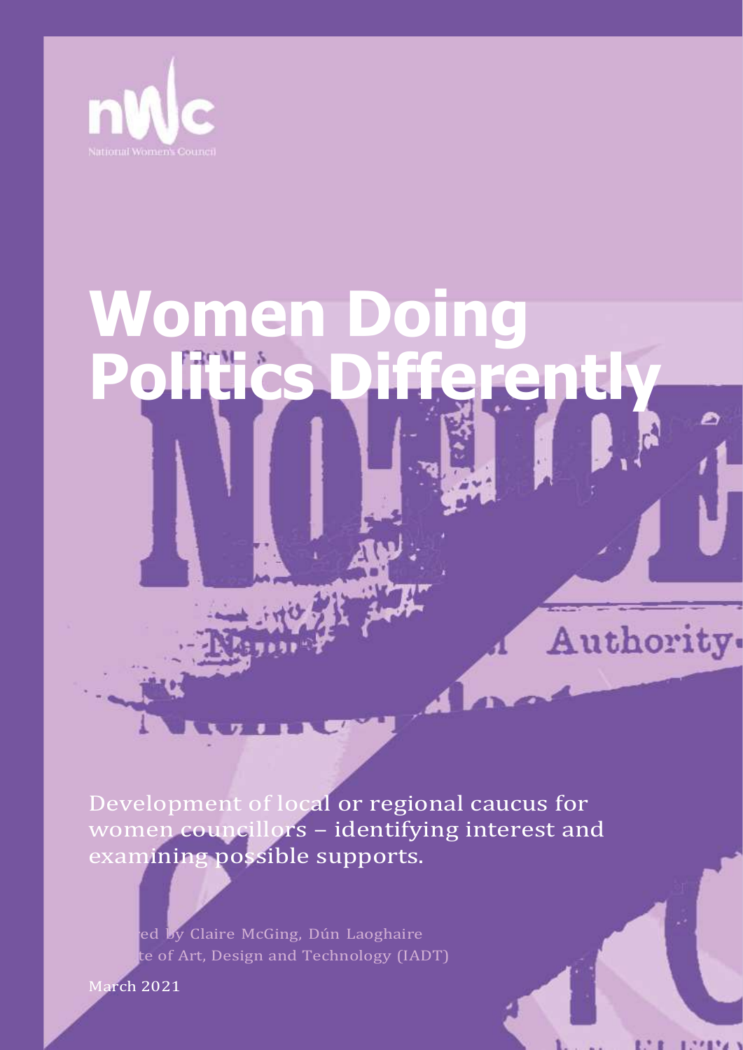# Women Doing Politics Differently

Development of local or regional caucus for women councillors – identifying interest and examining possible supports.

ed by Claire McGing, Dún Laoghaire
te of Art, Design and Technology (IADT)

March 2021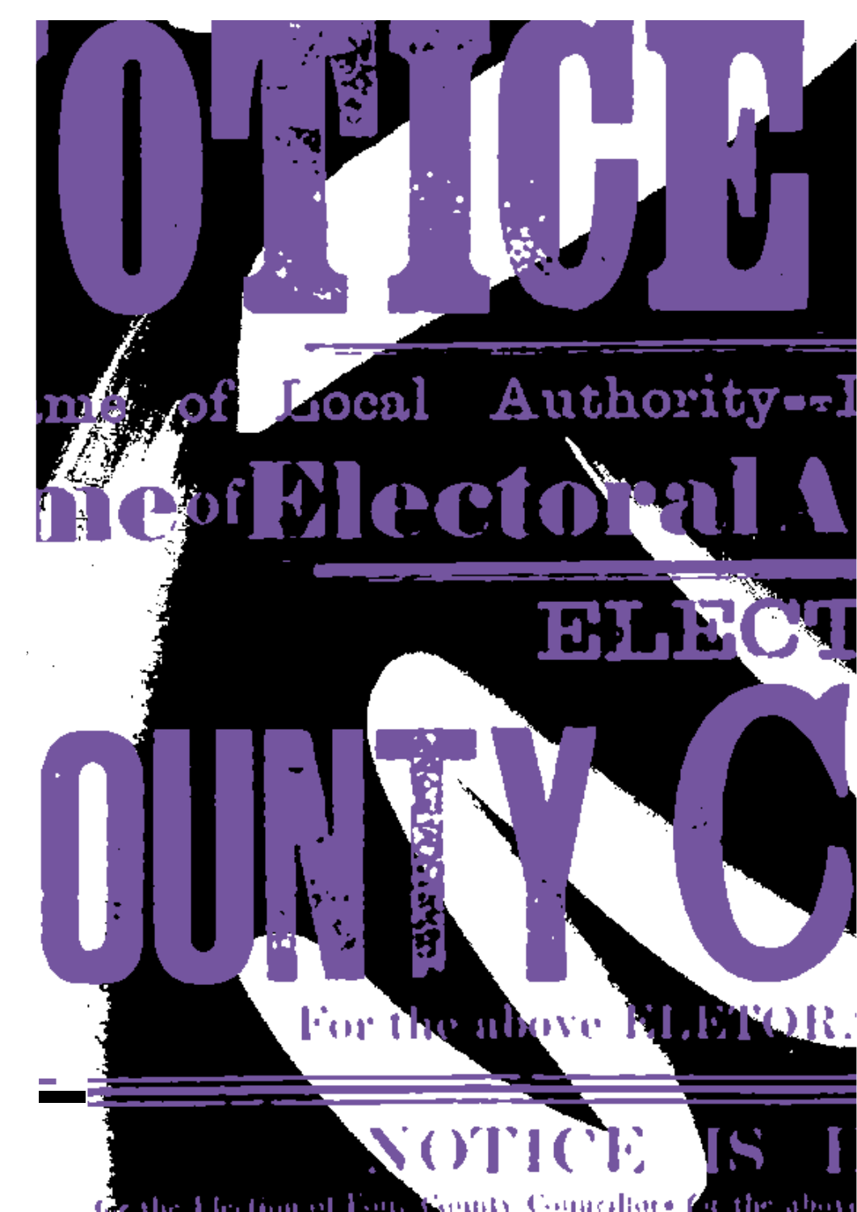# OTICE

ame of Local Authority--I

me of Electoral A

## ELECT

# OUNTY C

For the above ELETOR

## NOTICE IS I

for the Election of ... County Councillors for the above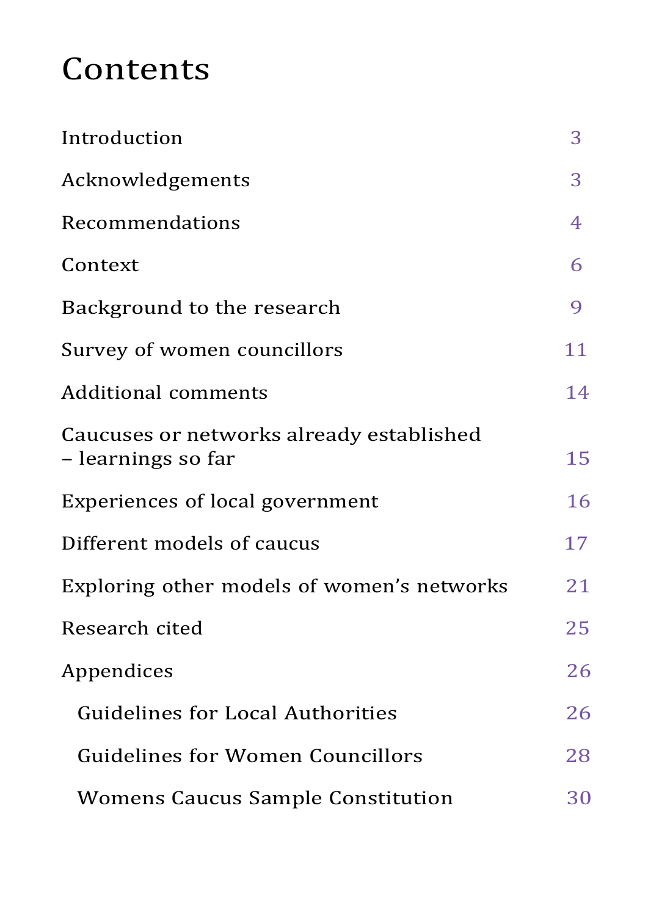# Contents

| | |
|---|---|
| Introduction | 3 |
| Acknowledgements | 3 |
| Recommendations | 4 |
| Context | 6 |
| Background to the research | 9 |
| Survey of women councillors | 11 |
| Additional comments | 14 |
| Caucuses or networks already established – learnings so far | 15 |
| Experiences of local government | 16 |
| Different models of caucus | 17 |
| Exploring other models of women's networks | 21 |
| Research cited | 25 |
| Appendices | 26 |
| Guidelines for Local Authorities | 26 |
| Guidelines for Women Councillors | 28 |
| Womens Caucus Sample Constitution | 30 |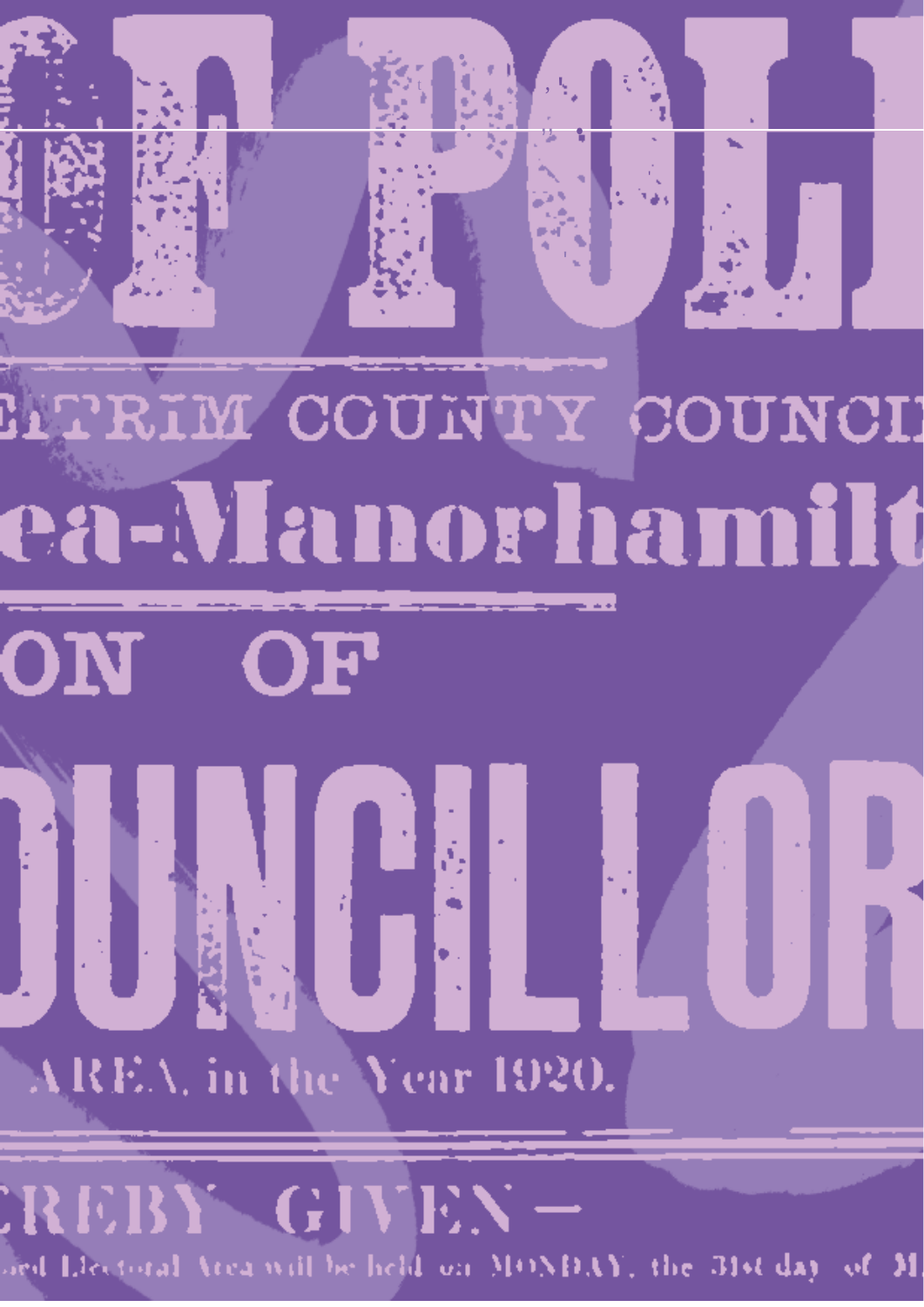# OF POLL

LEITRIM COUNTY COUNCIL

# Area-Manorhamilton

ON OF

# COUNCILLOR

AREA, in the Year 1920.

REBY GIVEN—

said Electoral Area will be held on MONDAY, the 31st day of M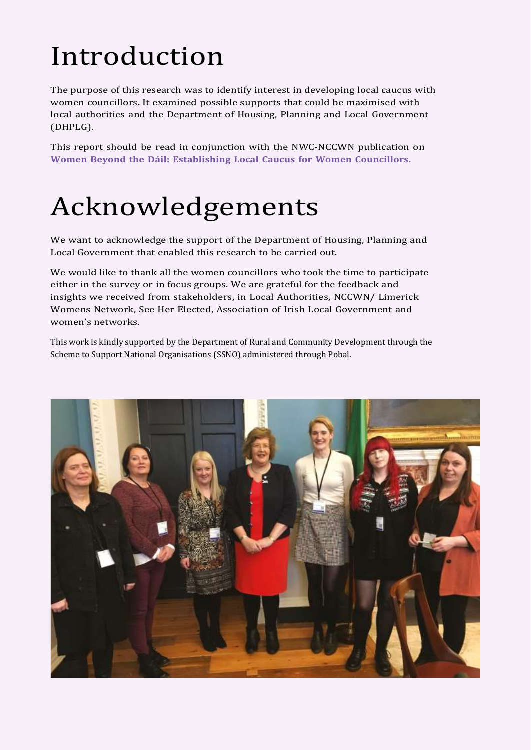# Introduction

The purpose of this research was to identify interest in developing local caucus with women councillors. It examined possible supports that could be maximised with local authorities and the Department of Housing, Planning and Local Government (DHPLG).

This report should be read in conjunction with the NWC-NCCWN publication on **Women Beyond the Dáil: Establishing Local Caucus for Women Councillors.**

# Acknowledgements

We want to acknowledge the support of the Department of Housing, Planning and Local Government that enabled this research to be carried out.

We would like to thank all the women councillors who took the time to participate either in the survey or in focus groups. We are grateful for the feedback and insights we received from stakeholders, in Local Authorities, NCCWN/ Limerick Womens Network, See Her Elected, Association of Irish Local Government and women's networks.

This work is kindly supported by the Department of Rural and Community Development through the Scheme to Support National Organisations (SSNO) administered through Pobal.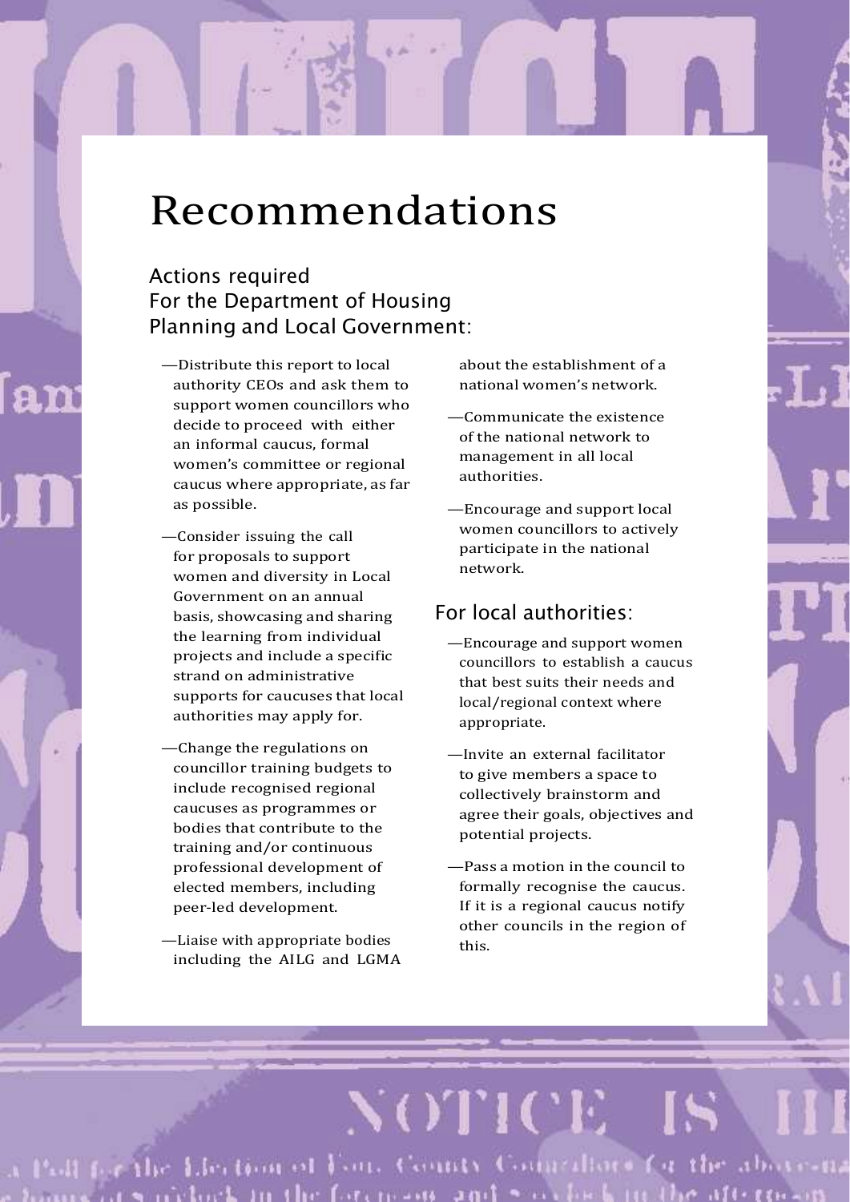# Recommendations

## Actions required
## For the Department of Housing Planning and Local Government:

- Distribute this report to local authority CEOs and ask them to support women councillors who decide to proceed with either an informal caucus, formal women's committee or regional caucus where appropriate, as far as possible.
- Consider issuing the call for proposals to support women and diversity in Local Government on an annual basis, showcasing and sharing the learning from individual projects and include a specific strand on administrative supports for caucuses that local authorities may apply for.
- Change the regulations on councillor training budgets to include recognised regional caucuses as programmes or bodies that contribute to the training and/or continuous professional development of elected members, including peer-led development.
- Liaise with appropriate bodies including the AILG and LGMA about the establishment of a national women's network.
- Communicate the existence of the national network to management in all local authorities.
- Encourage and support local women councillors to actively participate in the national network.

## For local authorities:

- Encourage and support women councillors to establish a caucus that best suits their needs and local/regional context where appropriate.
- Invite an external facilitator to give members a space to collectively brainstorm and agree their goals, objectives and potential projects.
- Pass a motion in the council to formally recognise the caucus. If it is a regional caucus notify other councils in the region of this.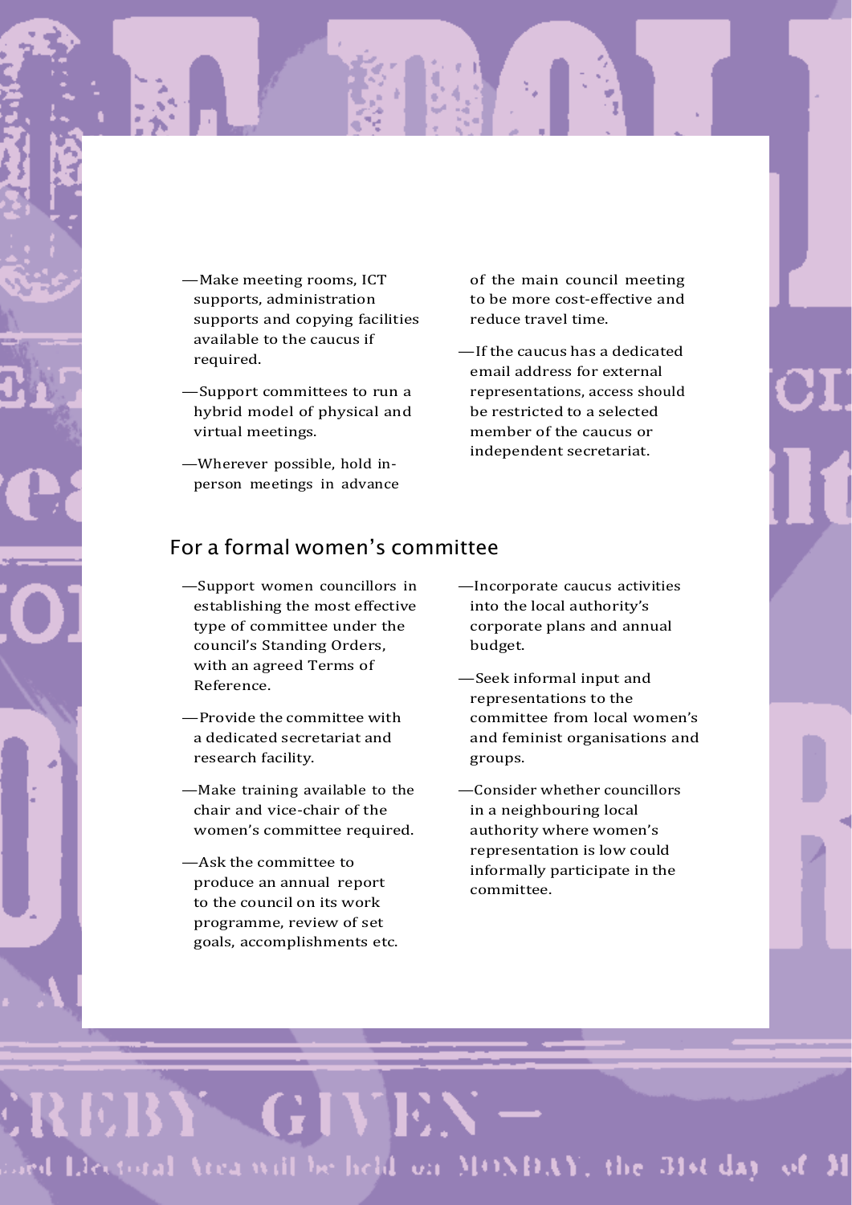- Make meeting rooms, ICT supports, administration supports and copying facilities available to the caucus if required.
- Support committees to run a hybrid model of physical and virtual meetings.
- Wherever possible, hold in-person meetings in advance of the main council meeting to be more cost-effective and reduce travel time.
- If the caucus has a dedicated email address for external representations, access should be restricted to a selected member of the caucus or independent secretariat.

## For a formal women's committee

- Support women councillors in establishing the most effective type of committee under the council's Standing Orders, with an agreed Terms of Reference.
- Provide the committee with a dedicated secretariat and research facility.
- Make training available to the chair and vice-chair of the women's committee required.
- Ask the committee to produce an annual report to the council on its work programme, review of set goals, accomplishments etc.
- Incorporate caucus activities into the local authority's corporate plans and annual budget.
- Seek informal input and representations to the committee from local women's and feminist organisations and groups.
- Consider whether councillors in a neighbouring local authority where women's representation is low could informally participate in the committee.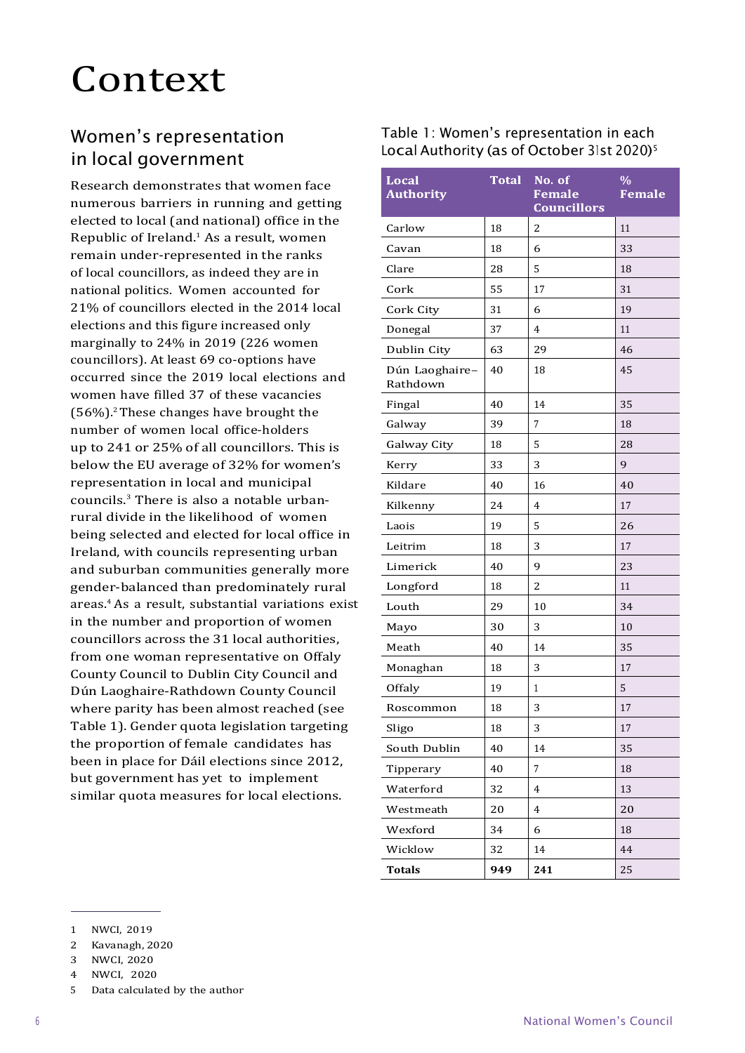# Context

## Women's representation in local government

Research demonstrates that women face numerous barriers in running and getting elected to local (and national) office in the Republic of Ireland.[1] As a result, women remain under-represented in the ranks of local councillors, as indeed they are in national politics. Women accounted for 21% of councillors elected in the 2014 local elections and this figure increased only marginally to 24% in 2019 (226 women councillors). At least 69 co-options have occurred since the 2019 local elections and women have filled 37 of these vacancies (56%).[2] These changes have brought the number of women local office-holders up to 241 or 25% of all councillors. This is below the EU average of 32% for women's representation in local and municipal councils.[3] There is also a notable urban-rural divide in the likelihood of women being selected and elected for local office in Ireland, with councils representing urban and suburban communities generally more gender-balanced than predominately rural areas.[4] As a result, substantial variations exist in the number and proportion of women councillors across the 31 local authorities, from one woman representative on Offaly County Council to Dublin City Council and Dún Laoghaire-Rathdown County Council where parity has been almost reached (see Table 1). Gender quota legislation targeting the proportion of female candidates has been in place for Dáil elections since 2012, but government has yet to implement similar quota measures for local elections.

Table 1: Women's representation in each Local Authority (as of October 31st 2020)[5]

| Local Authority | Total | No. of Female Councillors | % Female |
|---|---|---|---|
| Carlow | 18 | 2 | 11 |
| Cavan | 18 | 6 | 33 |
| Clare | 28 | 5 | 18 |
| Cork | 55 | 17 | 31 |
| Cork City | 31 | 6 | 19 |
| Donegal | 37 | 4 | 11 |
| Dublin City | 63 | 29 | 46 |
| Dún Laoghaire–Rathdown | 40 | 18 | 45 |
| Fingal | 40 | 14 | 35 |
| Galway | 39 | 7 | 18 |
| Galway City | 18 | 5 | 28 |
| Kerry | 33 | 3 | 9 |
| Kildare | 40 | 16 | 40 |
| Kilkenny | 24 | 4 | 17 |
| Laois | 19 | 5 | 26 |
| Leitrim | 18 | 3 | 17 |
| Limerick | 40 | 9 | 23 |
| Longford | 18 | 2 | 11 |
| Louth | 29 | 10 | 34 |
| Mayo | 30 | 3 | 10 |
| Meath | 40 | 14 | 35 |
| Monaghan | 18 | 3 | 17 |
| Offaly | 19 | 1 | 5 |
| Roscommon | 18 | 3 | 17 |
| Sligo | 18 | 3 | 17 |
| South Dublin | 40 | 14 | 35 |
| Tipperary | 40 | 7 | 18 |
| Waterford | 32 | 4 | 13 |
| Westmeath | 20 | 4 | 20 |
| Wexford | 34 | 6 | 18 |
| Wicklow | 32 | 14 | 44 |
| **Totals** | **949** | **241** | 25 |

1 NWCI, 2019
2 Kavanagh, 2020
3 NWCI, 2020
4 NWCI, 2020
5 Data calculated by the author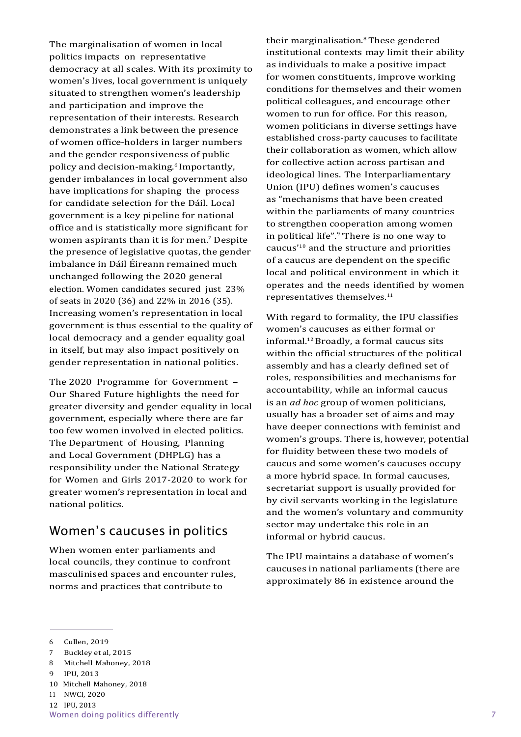The marginalisation of women in local politics impacts on representative democracy at all scales. With its proximity to women's lives, local government is uniquely situated to strengthen women's leadership and participation and improve the representation of their interests. Research demonstrates a link between the presence of women office-holders in larger numbers and the gender responsiveness of public policy and decision-making.[6] Importantly, gender imbalances in local government also have implications for shaping the process for candidate selection for the Dáil. Local government is a key pipeline for national office and is statistically more significant for women aspirants than it is for men.[7] Despite the presence of legislative quotas, the gender imbalance in Dáil Éireann remained much unchanged following the 2020 general election. Women candidates secured just 23% of seats in 2020 (36) and 22% in 2016 (35). Increasing women's representation in local government is thus essential to the quality of local democracy and a gender equality goal in itself, but may also impact positively on gender representation in national politics.

The 2020 Programme for Government – Our Shared Future highlights the need for greater diversity and gender equality in local government, especially where there are far too few women involved in elected politics. The Department of Housing, Planning and Local Government (DHPLG) has a responsibility under the National Strategy for Women and Girls 2017-2020 to work for greater women's representation in local and national politics.

## Women's caucuses in politics

When women enter parliaments and local councils, they continue to confront masculinised spaces and encounter rules, norms and practices that contribute to their marginalisation.[8] These gendered institutional contexts may limit their ability as individuals to make a positive impact for women constituents, improve working conditions for themselves and their women political colleagues, and encourage other women to run for office. For this reason, women politicians in diverse settings have established cross-party caucuses to facilitate their collaboration as women, which allow for collective action across partisan and ideological lines. The Interparliamentary Union (IPU) defines women's caucuses as "mechanisms that have been created within the parliaments of many countries to strengthen cooperation among women in political life".[9] 'There is no one way to caucus'[10] and the structure and priorities of a caucus are dependent on the specific local and political environment in which it operates and the needs identified by women representatives themselves.[11]

With regard to formality, the IPU classifies women's caucuses as either formal or informal.[12] Broadly, a formal caucus sits within the official structures of the political assembly and has a clearly defined set of roles, responsibilities and mechanisms for accountability, while an informal caucus is an *ad hoc* group of women politicians, usually has a broader set of aims and may have deeper connections with feminist and women's groups. There is, however, potential for fluidity between these two models of caucus and some women's caucuses occupy a more hybrid space. In formal caucuses, secretariat support is usually provided for by civil servants working in the legislature and the women's voluntary and community sector may undertake this role in an informal or hybrid caucus.

The IPU maintains a database of women's caucuses in national parliaments (there are approximately 86 in existence around the

6 Cullen, 2019
7 Buckley et al, 2015
8 Mitchell Mahoney, 2018
9 IPU, 2013
10 Mitchell Mahoney, 2018
11 NWCI, 2020
12 IPU, 2013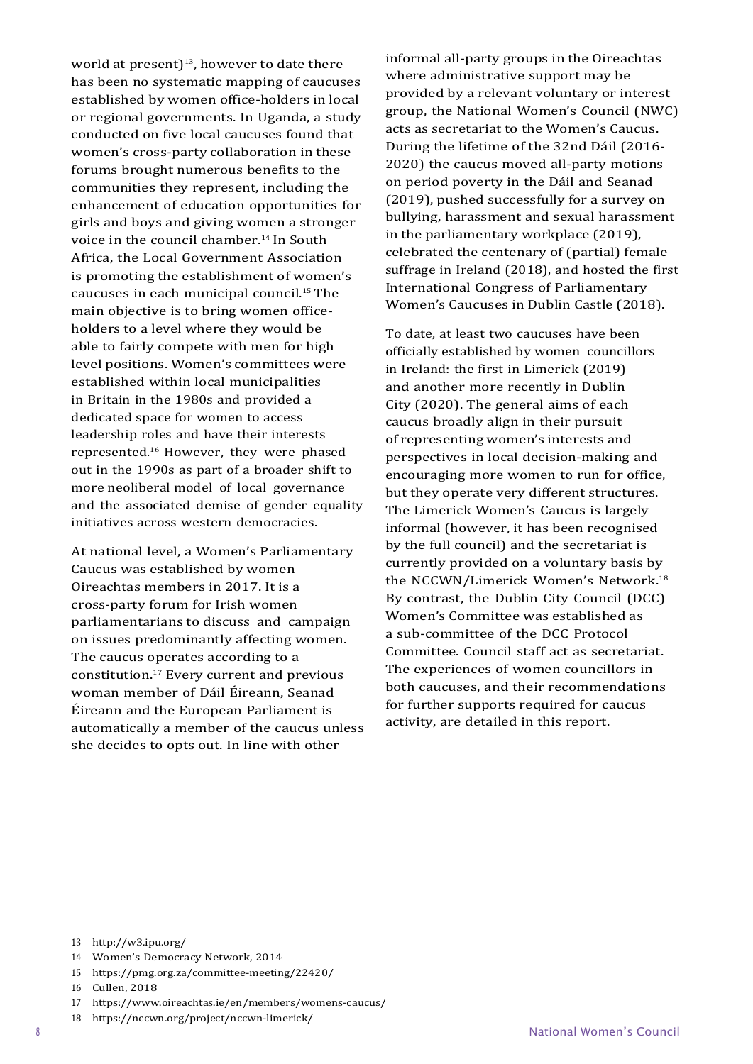world at present)[13], however to date there has been no systematic mapping of caucuses established by women office-holders in local or regional governments. In Uganda, a study conducted on five local caucuses found that women's cross-party collaboration in these forums brought numerous benefits to the communities they represent, including the enhancement of education opportunities for girls and boys and giving women a stronger voice in the council chamber.[14] In South Africa, the Local Government Association is promoting the establishment of women's caucuses in each municipal council.[15] The main objective is to bring women office-holders to a level where they would be able to fairly compete with men for high level positions. Women's committees were established within local municipalities in Britain in the 1980s and provided a dedicated space for women to access leadership roles and have their interests represented.[16] However, they were phased out in the 1990s as part of a broader shift to more neoliberal model of local governance and the associated demise of gender equality initiatives across western democracies.

At national level, a Women's Parliamentary Caucus was established by women Oireachtas members in 2017. It is a cross-party forum for Irish women parliamentarians to discuss and campaign on issues predominantly affecting women. The caucus operates according to a constitution.[17] Every current and previous woman member of Dáil Éireann, Seanad Éireann and the European Parliament is automatically a member of the caucus unless she decides to opts out. In line with other informal all-party groups in the Oireachtas where administrative support may be provided by a relevant voluntary or interest group, the National Women's Council (NWC) acts as secretariat to the Women's Caucus. During the lifetime of the 32nd Dáil (2016-2020) the caucus moved all-party motions on period poverty in the Dáil and Seanad (2019), pushed successfully for a survey on bullying, harassment and sexual harassment in the parliamentary workplace (2019), celebrated the centenary of (partial) female suffrage in Ireland (2018), and hosted the first International Congress of Parliamentary Women's Caucuses in Dublin Castle (2018).

To date, at least two caucuses have been officially established by women councillors in Ireland: the first in Limerick (2019) and another more recently in Dublin City (2020). The general aims of each caucus broadly align in their pursuit of representing women's interests and perspectives in local decision-making and encouraging more women to run for office, but they operate very different structures. The Limerick Women's Caucus is largely informal (however, it has been recognised by the full council) and the secretariat is currently provided on a voluntary basis by the NCCWN/Limerick Women's Network.[18] By contrast, the Dublin City Council (DCC) Women's Committee was established as a sub-committee of the DCC Protocol Committee. Council staff act as secretariat. The experiences of women councillors in both caucuses, and their recommendations for further supports required for caucus activity, are detailed in this report.

---

13 http://w3.ipu.org/

14 Women's Democracy Network, 2014

15 https://pmg.org.za/committee-meeting/22420/

16 Cullen, 2018

17 https://www.oireachtas.ie/en/members/womens-caucus/

18 https://nccwn.org/project/nccwn-limerick/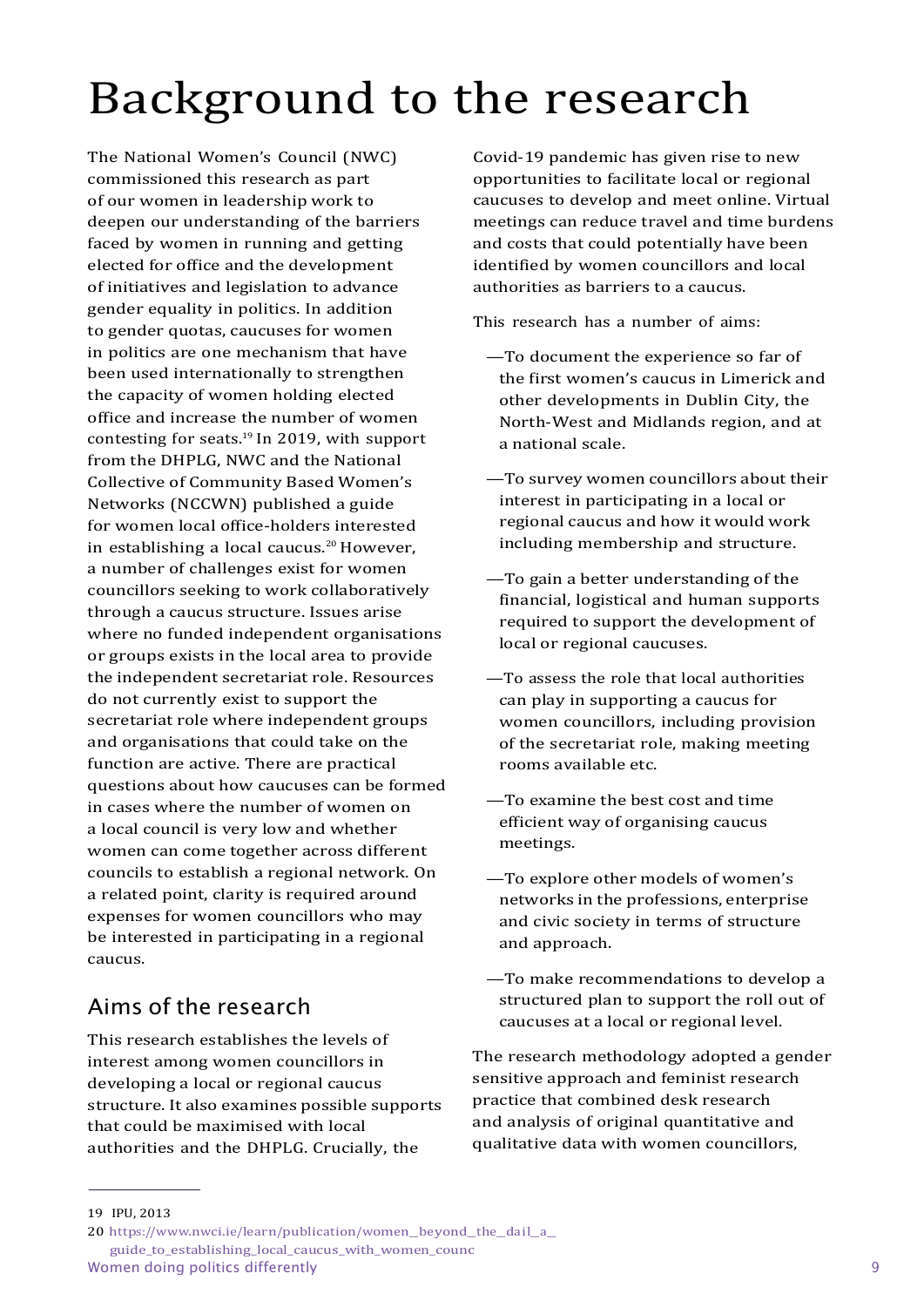# Background to the research

The National Women's Council (NWC) commissioned this research as part of our women in leadership work to deepen our understanding of the barriers faced by women in running and getting elected for office and the development of initiatives and legislation to advance gender equality in politics. In addition to gender quotas, caucuses for women in politics are one mechanism that have been used internationally to strengthen the capacity of women holding elected office and increase the number of women contesting for seats.[19] In 2019, with support from the DHPLG, NWC and the National Collective of Community Based Women's Networks (NCCWN) published a guide for women local office-holders interested in establishing a local caucus.[20] However, a number of challenges exist for women councillors seeking to work collaboratively through a caucus structure. Issues arise where no funded independent organisations or groups exists in the local area to provide the independent secretariat role. Resources do not currently exist to support the secretariat role where independent groups and organisations that could take on the function are active. There are practical questions about how caucuses can be formed in cases where the number of women on a local council is very low and whether women can come together across different councils to establish a regional network. On a related point, clarity is required around expenses for women councillors who may be interested in participating in a regional caucus.

## Aims of the research

This research establishes the levels of interest among women councillors in developing a local or regional caucus structure. It also examines possible supports that could be maximised with local authorities and the DHPLG. Crucially, the Covid-19 pandemic has given rise to new opportunities to facilitate local or regional caucuses to develop and meet online. Virtual meetings can reduce travel and time burdens and costs that could potentially have been identified by women councillors and local authorities as barriers to a caucus.

This research has a number of aims:

- To document the experience so far of the first women's caucus in Limerick and other developments in Dublin City, the North-West and Midlands region, and at a national scale.
- To survey women councillors about their interest in participating in a local or regional caucus and how it would work including membership and structure.
- To gain a better understanding of the financial, logistical and human supports required to support the development of local or regional caucuses.
- To assess the role that local authorities can play in supporting a caucus for women councillors, including provision of the secretariat role, making meeting rooms available etc.
- To examine the best cost and time efficient way of organising caucus meetings.
- To explore other models of women's networks in the professions, enterprise and civic society in terms of structure and approach.
- To make recommendations to develop a structured plan to support the roll out of caucuses at a local or regional level.

The research methodology adopted a gender sensitive approach and feminist research practice that combined desk research and analysis of original quantitative and qualitative data with women councillors,

---

19 IPU, 2013

20 https://www.nwci.ie/learn/publication/women_beyond_the_dail_a_guide_to_establishing_local_caucus_with_women_counc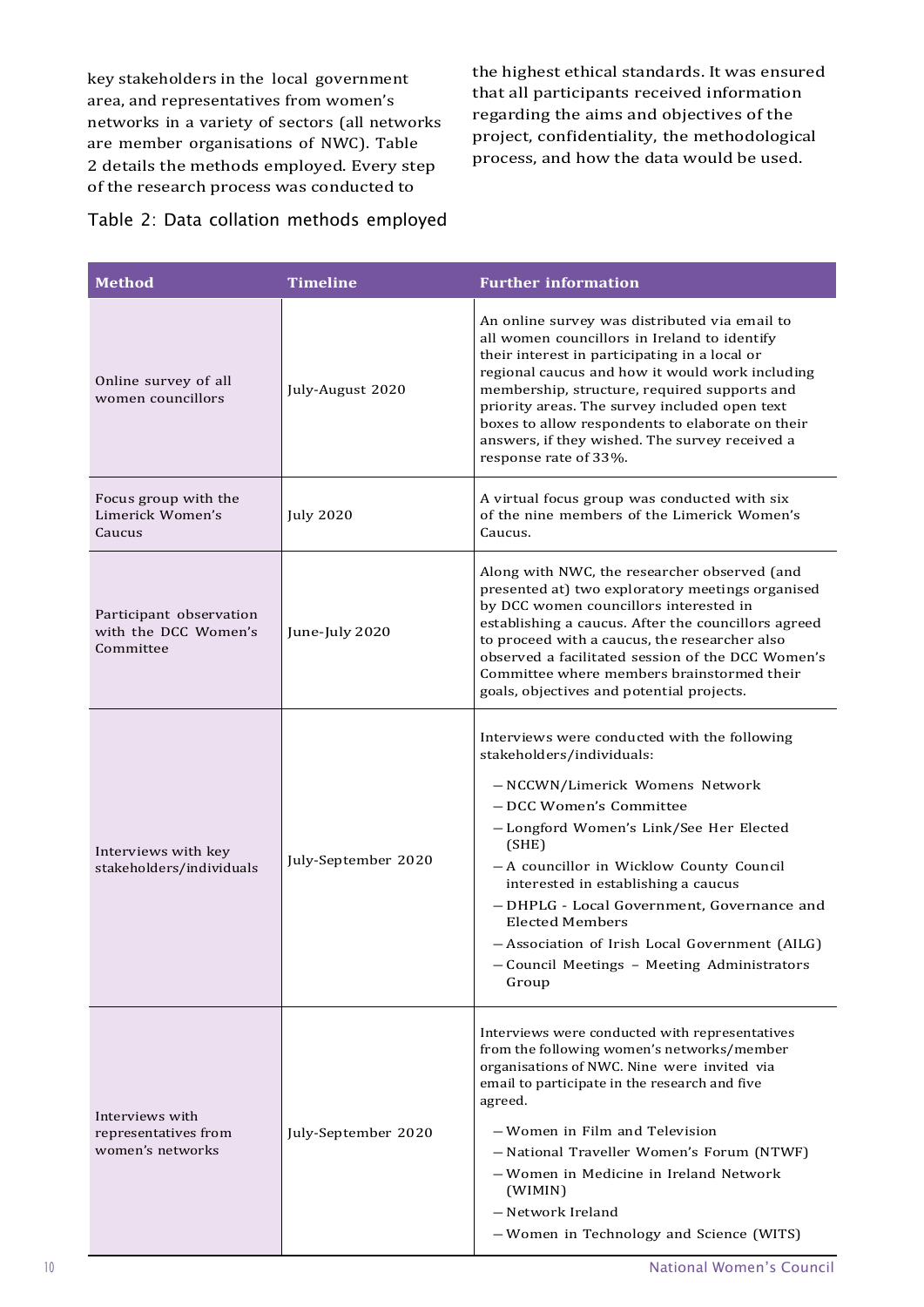key stakeholders in the local government area, and representatives from women's networks in a variety of sectors (all networks are member organisations of NWC). Table 2 details the methods employed. Every step of the research process was conducted to the highest ethical standards. It was ensured that all participants received information regarding the aims and objectives of the project, confidentiality, the methodological process, and how the data would be used.

Table 2: Data collation methods employed

| Method | Timeline | Further information |
|---|---|---|
| Online survey of all women councillors | July-August 2020 | An online survey was distributed via email to all women councillors in Ireland to identify their interest in participating in a local or regional caucus and how it would work including membership, structure, required supports and priority areas. The survey included open text boxes to allow respondents to elaborate on their answers, if they wished. The survey received a response rate of 33%. |
| Focus group with the Limerick Women's Caucus | July 2020 | A virtual focus group was conducted with six of the nine members of the Limerick Women's Caucus. |
| Participant observation with the DCC Women's Committee | June-July 2020 | Along with NWC, the researcher observed (and presented at) two exploratory meetings organised by DCC women councillors interested in establishing a caucus. After the councillors agreed to proceed with a caucus, the researcher also observed a facilitated session of the DCC Women's Committee where members brainstormed their goals, objectives and potential projects. |
| Interviews with key stakeholders/individuals | July-September 2020 | Interviews were conducted with the following stakeholders/individuals:<br>– NCCWN/Limerick Womens Network<br>– DCC Women's Committee<br>– Longford Women's Link/See Her Elected (SHE)<br>– A councillor in Wicklow County Council interested in establishing a caucus<br>– DHPLG - Local Government, Governance and Elected Members<br>– Association of Irish Local Government (AILG)<br>– Council Meetings – Meeting Administrators Group |
| Interviews with representatives from women's networks | July-September 2020 | Interviews were conducted with representatives from the following women's networks/member organisations of NWC. Nine were invited via email to participate in the research and five agreed.<br>– Women in Film and Television<br>– National Traveller Women's Forum (NTWF)<br>– Women in Medicine in Ireland Network (WIMIN)<br>– Network Ireland<br>– Women in Technology and Science (WITS) |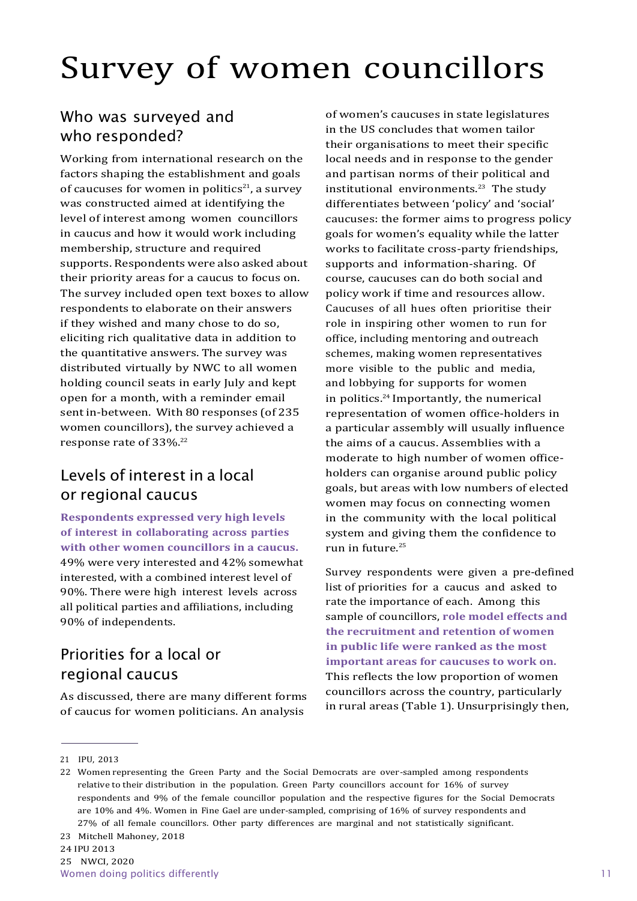# Survey of women councillors

## Who was surveyed and who responded?

Working from international research on the factors shaping the establishment and goals of caucuses for women in politics[21], a survey was constructed aimed at identifying the level of interest among women councillors in caucus and how it would work including membership, structure and required supports. Respondents were also asked about their priority areas for a caucus to focus on. The survey included open text boxes to allow respondents to elaborate on their answers if they wished and many chose to do so, eliciting rich qualitative data in addition to the quantitative answers. The survey was distributed virtually by NWC to all women holding council seats in early July and kept open for a month, with a reminder email sent in-between. With 80 responses (of 235 women councillors), the survey achieved a response rate of 33%.[22]

## Levels of interest in a local or regional caucus

**Respondents expressed very high levels of interest in collaborating across parties with other women councillors in a caucus.** 49% were very interested and 42% somewhat interested, with a combined interest level of 90%. There were high interest levels across all political parties and affiliations, including 90% of independents.

## Priorities for a local or regional caucus

As discussed, there are many different forms of caucus for women politicians. An analysis of women's caucuses in state legislatures in the US concludes that women tailor their organisations to meet their specific local needs and in response to the gender and partisan norms of their political and institutional environments.[23] The study differentiates between 'policy' and 'social' caucuses: the former aims to progress policy goals for women's equality while the latter works to facilitate cross-party friendships, supports and information-sharing. Of course, caucuses can do both social and policy work if time and resources allow. Caucuses of all hues often prioritise their role in inspiring other women to run for office, including mentoring and outreach schemes, making women representatives more visible to the public and media, and lobbying for supports for women in politics.[24] Importantly, the numerical representation of women office-holders in a particular assembly will usually influence the aims of a caucus. Assemblies with a moderate to high number of women office-holders can organise around public policy goals, but areas with low numbers of elected women may focus on connecting women in the community with the local political system and giving them the confidence to run in future.[25]

Survey respondents were given a pre-defined list of priorities for a caucus and asked to rate the importance of each. Among this sample of councillors, **role model effects and the recruitment and retention of women in public life were ranked as the most important areas for caucuses to work on.** This reflects the low proportion of women councillors across the country, particularly in rural areas (Table 1). Unsurprisingly then,

---

21 IPU, 2013

22 Women representing the Green Party and the Social Democrats are over-sampled among respondents relative to their distribution in the population. Green Party councillors account for 16% of survey respondents and 9% of the female councillor population and the respective figures for the Social Democrats are 10% and 4%. Women in Fine Gael are under-sampled, comprising of 16% of survey respondents and 27% of all female councillors. Other party differences are marginal and not statistically significant.

23 Mitchell Mahoney, 2018

24 IPU 2013

25 NWCI, 2020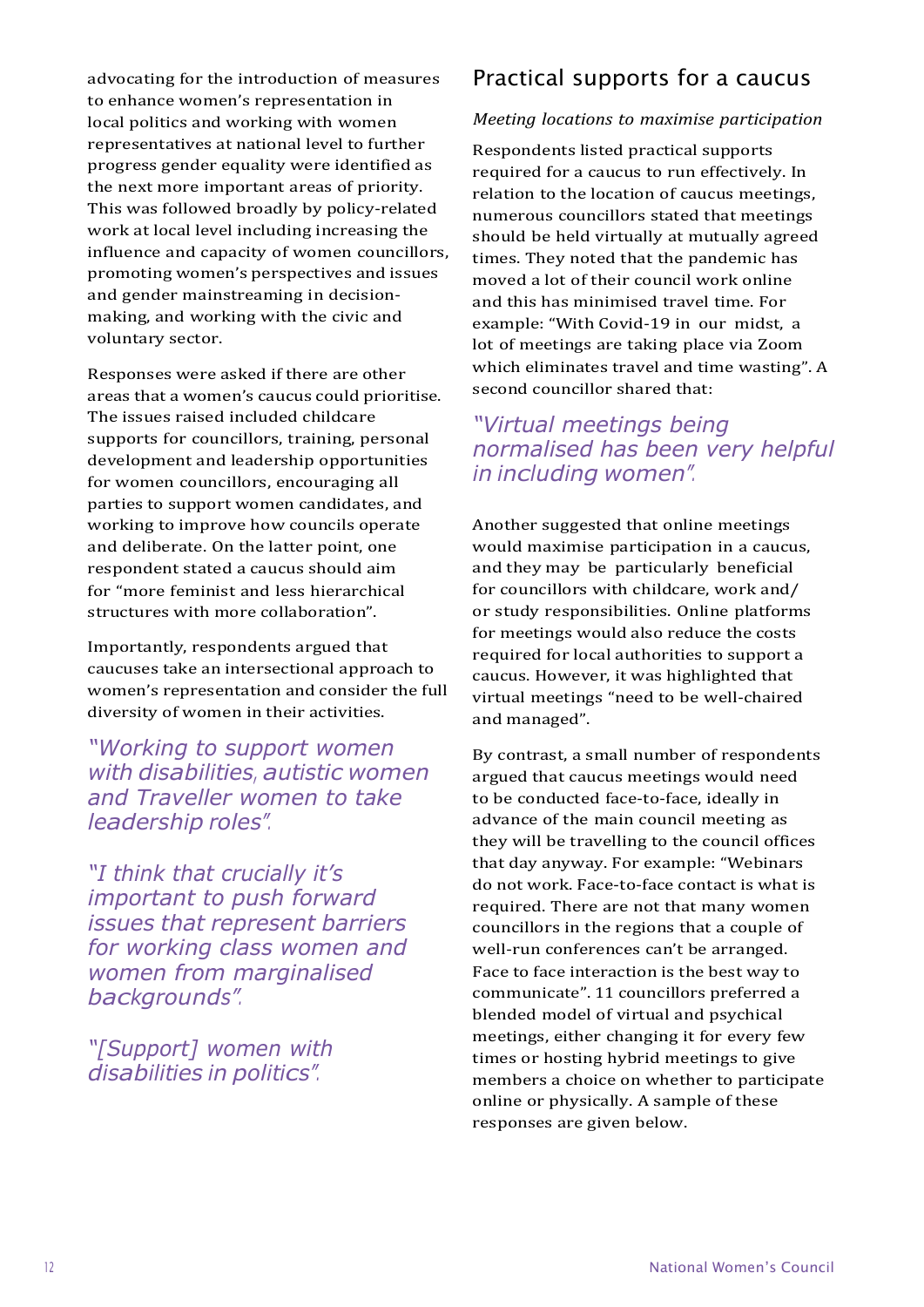advocating for the introduction of measures to enhance women's representation in local politics and working with women representatives at national level to further progress gender equality were identified as the next more important areas of priority. This was followed broadly by policy-related work at local level including increasing the influence and capacity of women councillors, promoting women's perspectives and issues and gender mainstreaming in decision-making, and working with the civic and voluntary sector.

Responses were asked if there are other areas that a women's caucus could prioritise. The issues raised included childcare supports for councillors, training, personal development and leadership opportunities for women councillors, encouraging all parties to support women candidates, and working to improve how councils operate and deliberate. On the latter point, one respondent stated a caucus should aim for "more feminist and less hierarchical structures with more collaboration".

Importantly, respondents argued that caucuses take an intersectional approach to women's representation and consider the full diversity of women in their activities.

*"Working to support women with disabilities, autistic women and Traveller women to take leadership roles".*

*"I think that crucially it's important to push forward issues that represent barriers for working class women and women from marginalised backgrounds".*

*"[Support] women with disabilities in politics".*

## Practical supports for a caucus

*Meeting locations to maximise participation*

Respondents listed practical supports required for a caucus to run effectively. In relation to the location of caucus meetings, numerous councillors stated that meetings should be held virtually at mutually agreed times. They noted that the pandemic has moved a lot of their council work online and this has minimised travel time. For example: "With Covid-19 in our midst, a lot of meetings are taking place via Zoom which eliminates travel and time wasting". A second councillor shared that:

*"Virtual meetings being normalised has been very helpful in including women".*

Another suggested that online meetings would maximise participation in a caucus, and they may be particularly beneficial for councillors with childcare, work and/or study responsibilities. Online platforms for meetings would also reduce the costs required for local authorities to support a caucus. However, it was highlighted that virtual meetings "need to be well-chaired and managed".

By contrast, a small number of respondents argued that caucus meetings would need to be conducted face-to-face, ideally in advance of the main council meeting as they will be travelling to the council offices that day anyway. For example: "Webinars do not work. Face-to-face contact is what is required. There are not that many women councillors in the regions that a couple of well-run conferences can't be arranged. Face to face interaction is the best way to communicate". 11 councillors preferred a blended model of virtual and psychical meetings, either changing it for every few times or hosting hybrid meetings to give members a choice on whether to participate online or physically. A sample of these responses are given below.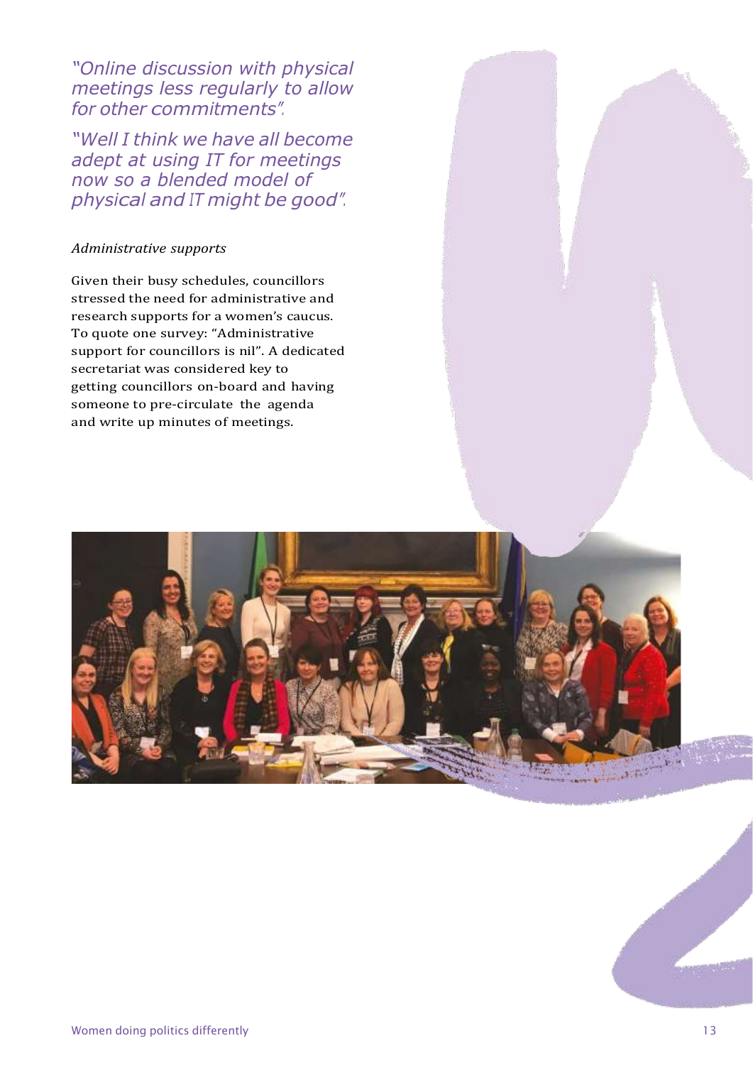*"Online discussion with physical meetings less regularly to allow for other commitments".*

*"Well I think we have all become adept at using IT for meetings now so a blended model of physical and IT might be good".*

*Administrative supports*

Given their busy schedules, councillors stressed the need for administrative and research supports for a women's caucus. To quote one survey: "Administrative support for councillors is nil". A dedicated secretariat was considered key to getting councillors on-board and having someone to pre-circulate the agenda and write up minutes of meetings.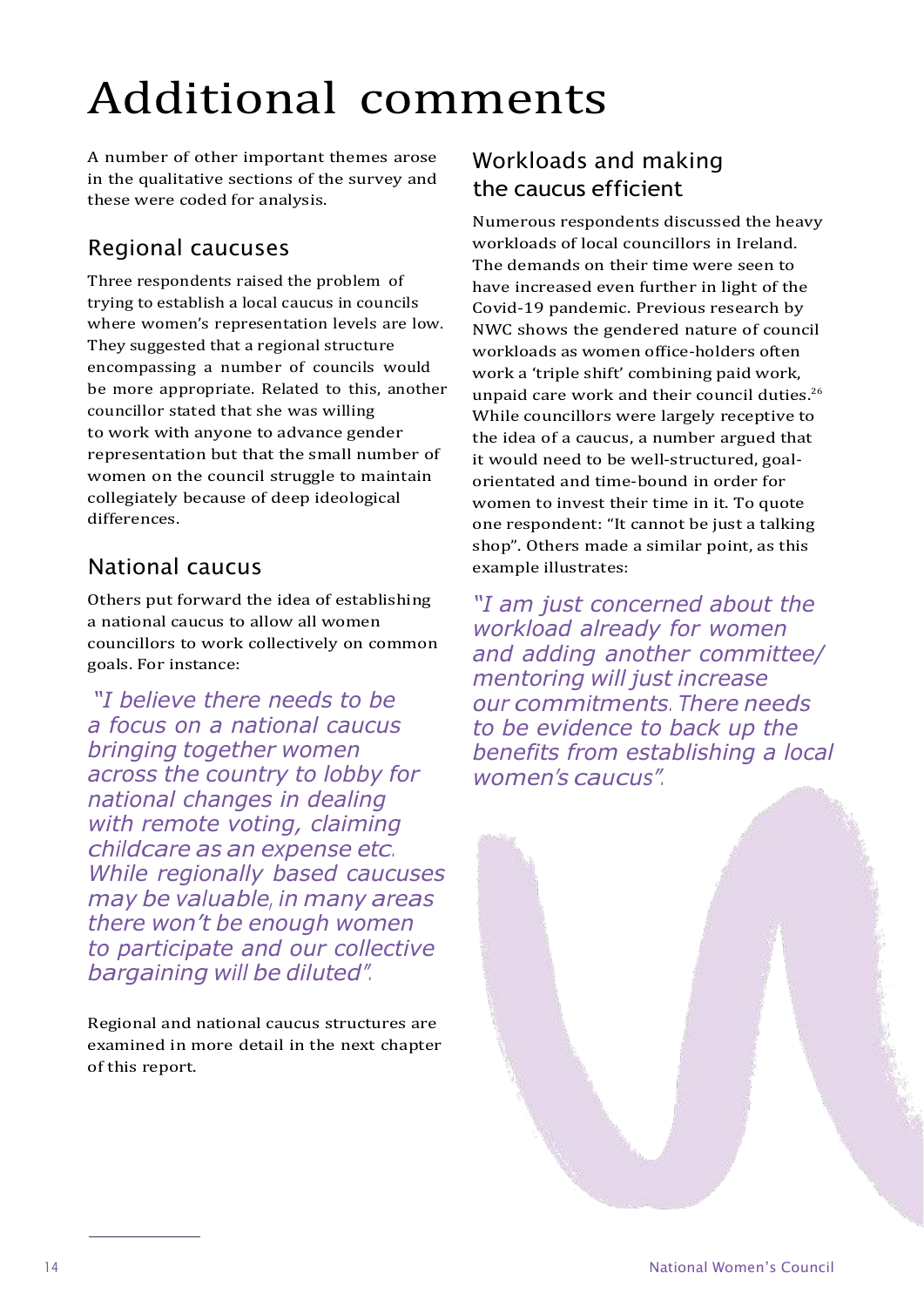# Additional comments

A number of other important themes arose in the qualitative sections of the survey and these were coded for analysis.

## Regional caucuses

Three respondents raised the problem of trying to establish a local caucus in councils where women's representation levels are low. They suggested that a regional structure encompassing a number of councils would be more appropriate. Related to this, another councillor stated that she was willing to work with anyone to advance gender representation but that the small number of women on the council struggle to maintain collegiately because of deep ideological differences.

## National caucus

Others put forward the idea of establishing a national caucus to allow all women councillors to work collectively on common goals. For instance:

*"I believe there needs to be a focus on a national caucus bringing together women across the country to lobby for national changes in dealing with remote voting, claiming childcare as an expense etc. While regionally based caucuses may be valuable, in many areas there won't be enough women to participate and our collective bargaining will be diluted".*

Regional and national caucus structures are examined in more detail in the next chapter of this report.

## Workloads and making the caucus efficient

Numerous respondents discussed the heavy workloads of local councillors in Ireland. The demands on their time were seen to have increased even further in light of the Covid-19 pandemic. Previous research by NWC shows the gendered nature of council workloads as women office-holders often work a 'triple shift' combining paid work, unpaid care work and their council duties.[26] While councillors were largely receptive to the idea of a caucus, a number argued that it would need to be well-structured, goal-orientated and time-bound in order for women to invest their time in it. To quote one respondent: "It cannot be just a talking shop". Others made a similar point, as this example illustrates:

*"I am just concerned about the workload already for women and adding another committee/ mentoring will just increase our commitments. There needs to be evidence to back up the benefits from establishing a local women's caucus".*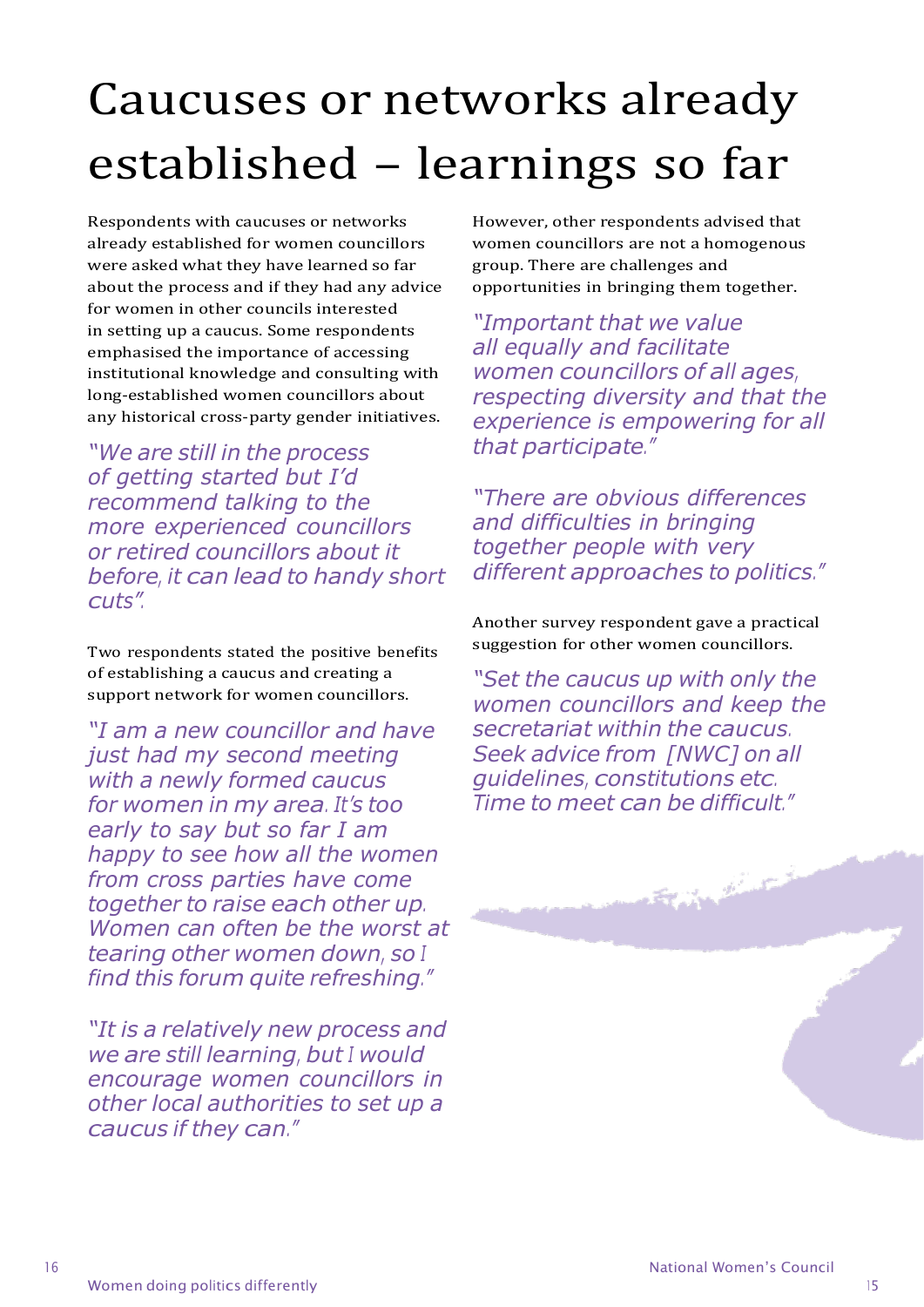# Caucuses or networks already established – learnings so far

Respondents with caucuses or networks already established for women councillors were asked what they have learned so far about the process and if they had any advice for women in other councils interested in setting up a caucus. Some respondents emphasised the importance of accessing institutional knowledge and consulting with long-established women councillors about any historical cross-party gender initiatives.

*"We are still in the process of getting started but I'd recommend talking to the more experienced councillors or retired councillors about it before, it can lead to handy short cuts".*

Two respondents stated the positive benefits of establishing a caucus and creating a support network for women councillors.

*"I am a new councillor and have just had my second meeting with a newly formed caucus for women in my area. It's too early to say but so far I am happy to see how all the women from cross parties have come together to raise each other up. Women can often be the worst at tearing other women down, so I find this forum quite refreshing."*

*"It is a relatively new process and we are still learning, but I would encourage women councillors in other local authorities to set up a caucus if they can."*

However, other respondents advised that women councillors are not a homogenous group. There are challenges and opportunities in bringing them together.

*"Important that we value all equally and facilitate women councillors of all ages, respecting diversity and that the experience is empowering for all that participate."*

*"There are obvious differences and difficulties in bringing together people with very different approaches to politics."*

Another survey respondent gave a practical suggestion for other women councillors.

*"Set the caucus up with only the women councillors and keep the secretariat within the caucus. Seek advice from [NWC] on all guidelines, constitutions etc. Time to meet can be difficult."*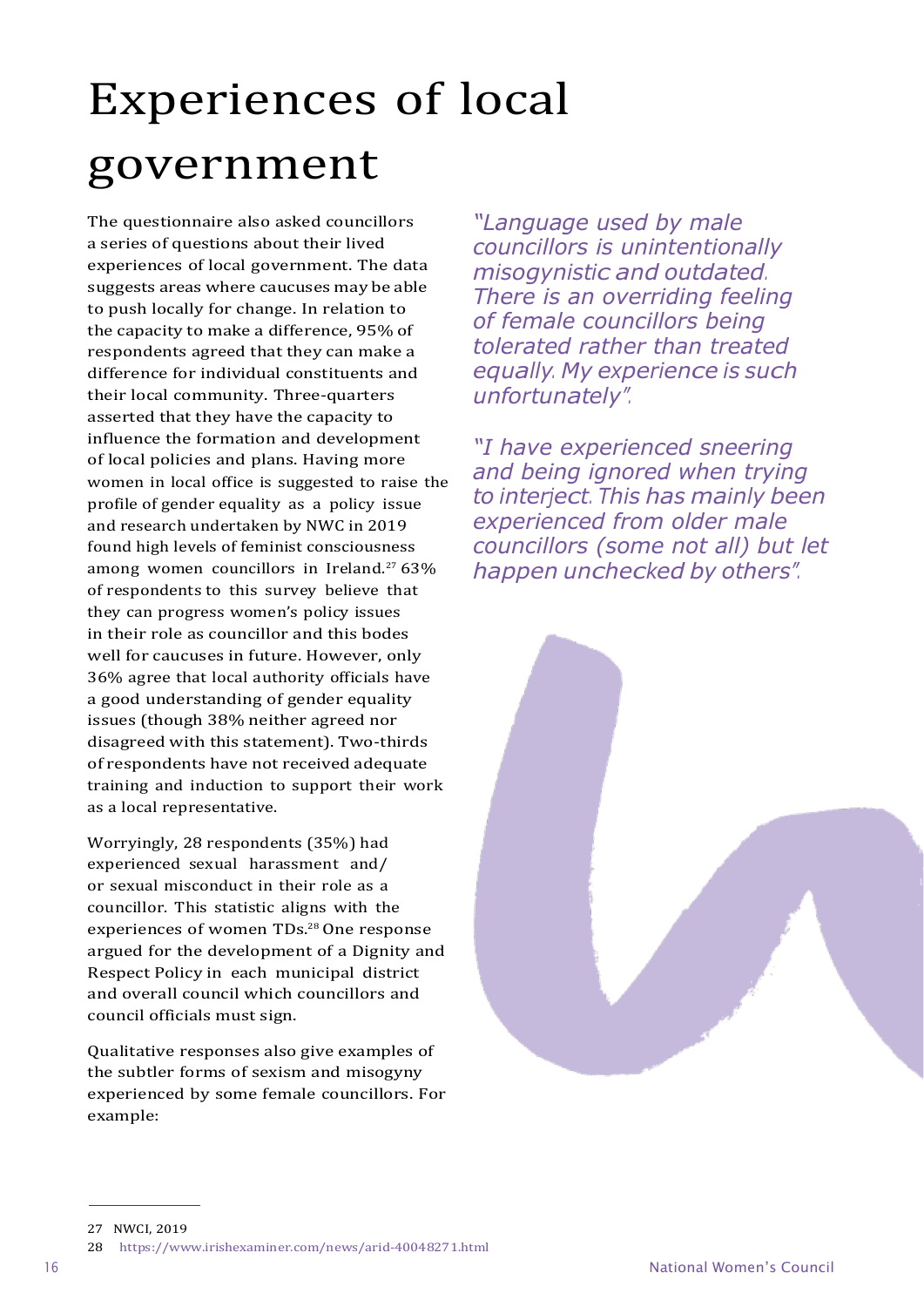# Experiences of local government

The questionnaire also asked councillors a series of questions about their lived experiences of local government. The data suggests areas where caucuses may be able to push locally for change. In relation to the capacity to make a difference, 95% of respondents agreed that they can make a difference for individual constituents and their local community. Three-quarters asserted that they have the capacity to influence the formation and development of local policies and plans. Having more women in local office is suggested to raise the profile of gender equality as a policy issue and research undertaken by NWC in 2019 found high levels of feminist consciousness among women councillors in Ireland.[27] 63% of respondents to this survey believe that they can progress women's policy issues in their role as councillor and this bodes well for caucuses in future. However, only 36% agree that local authority officials have a good understanding of gender equality issues (though 38% neither agreed nor disagreed with this statement). Two-thirds of respondents have not received adequate training and induction to support their work as a local representative.

Worryingly, 28 respondents (35%) had experienced sexual harassment and/or sexual misconduct in their role as a councillor. This statistic aligns with the experiences of women TDs.[28] One response argued for the development of a Dignity and Respect Policy in each municipal district and overall council which councillors and council officials must sign.

Qualitative responses also give examples of the subtler forms of sexism and misogyny experienced by some female councillors. For example:

*"Language used by male councillors is unintentionally misogynistic and outdated. There is an overriding feeling of female councillors being tolerated rather than treated equally. My experience is such unfortunately".*

*"I have experienced sneering and being ignored when trying to interject. This has mainly been experienced from older male councillors (some not all) but let happen unchecked by others".*

---

27 NWCI, 2019

28 https://www.irishexaminer.com/news/arid-40048271.html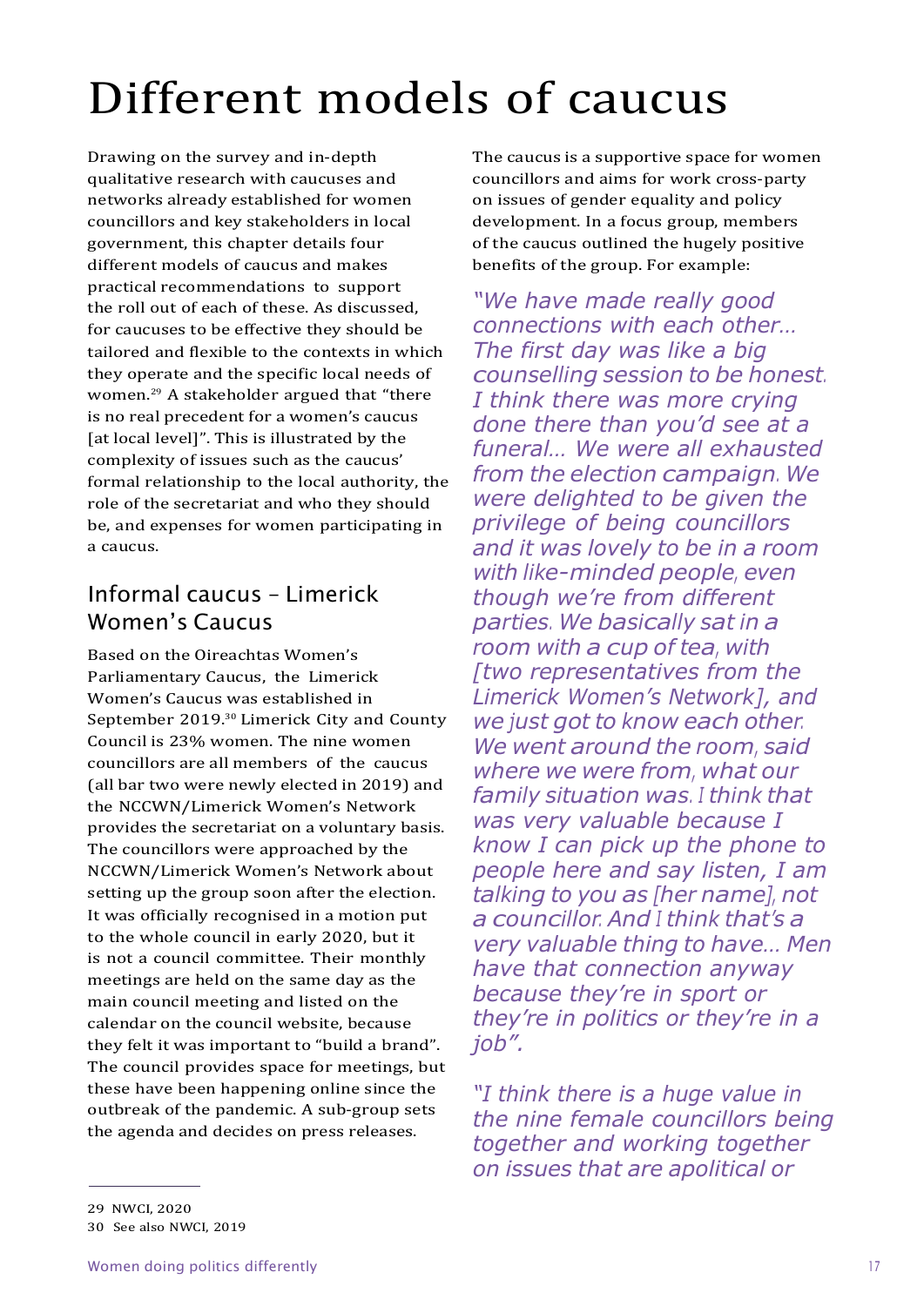# Different models of caucus

Drawing on the survey and in-depth qualitative research with caucuses and networks already established for women councillors and key stakeholders in local government, this chapter details four different models of caucus and makes practical recommendations to support the roll out of each of these. As discussed, for caucuses to be effective they should be tailored and flexible to the contexts in which they operate and the specific local needs of women.[29] A stakeholder argued that "there is no real precedent for a women's caucus [at local level]". This is illustrated by the complexity of issues such as the caucus' formal relationship to the local authority, the role of the secretariat and who they should be, and expenses for women participating in a caucus.

## Informal caucus – Limerick Women's Caucus

Based on the Oireachtas Women's Parliamentary Caucus, the Limerick Women's Caucus was established in September 2019.[30] Limerick City and County Council is 23% women. The nine women councillors are all members of the caucus (all bar two were newly elected in 2019) and the NCCWN/Limerick Women's Network provides the secretariat on a voluntary basis. The councillors were approached by the NCCWN/Limerick Women's Network about setting up the group soon after the election. It was officially recognised in a motion put to the whole council in early 2020, but it is not a council committee. Their monthly meetings are held on the same day as the main council meeting and listed on the calendar on the council website, because they felt it was important to "build a brand". The council provides space for meetings, but these have been happening online since the outbreak of the pandemic. A sub-group sets the agenda and decides on press releases.

The caucus is a supportive space for women councillors and aims for work cross-party on issues of gender equality and policy development. In a focus group, members of the caucus outlined the hugely positive benefits of the group. For example:

*"We have made really good connections with each other… The first day was like a big counselling session to be honest. I think there was more crying done there than you'd see at a funeral… We were all exhausted from the election campaign. We were delighted to be given the privilege of being councillors and it was lovely to be in a room with like-minded people, even though we're from different parties. We basically sat in a room with a cup of tea, with [two representatives from the Limerick Women's Network], and we just got to know each other. We went around the room, said where we were from, what our family situation was. I think that was very valuable because I know I can pick up the phone to people here and say listen, I am talking to you as [her name], not a councillor. And I think that's a very valuable thing to have… Men have that connection anyway because they're in sport or they're in politics or they're in a job".*

*"I think there is a huge value in the nine female councillors being together and working together on issues that are apolitical or*

29 NWCI, 2020
30 See also NWCI, 2019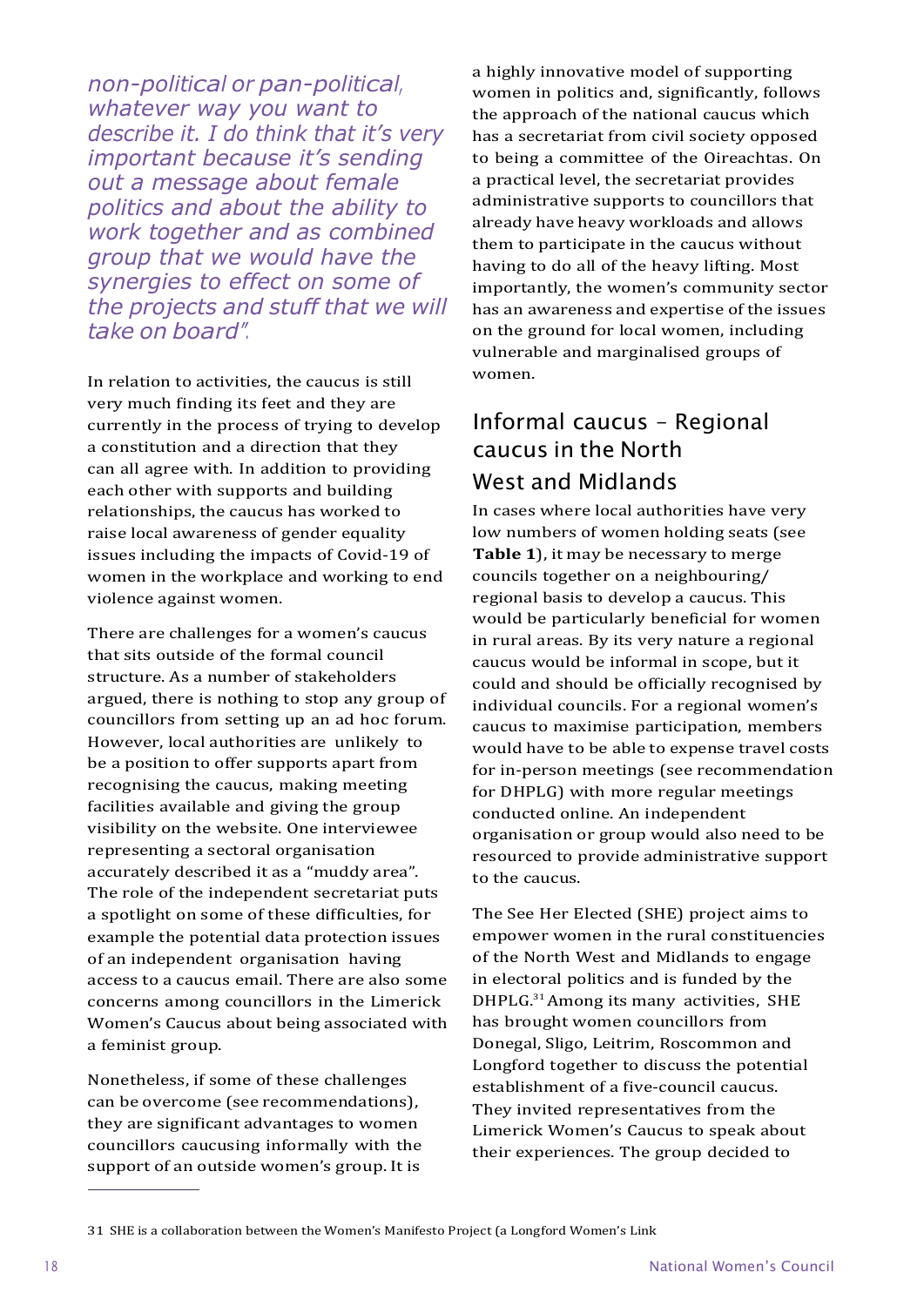*non-political or pan-political, whatever way you want to describe it. I do think that it's very important because it's sending out a message about female politics and about the ability to work together and as combined group that we would have the synergies to effect on some of the projects and stuff that we will take on board".*

In relation to activities, the caucus is still very much finding its feet and they are currently in the process of trying to develop a constitution and a direction that they can all agree with. In addition to providing each other with supports and building relationships, the caucus has worked to raise local awareness of gender equality issues including the impacts of Covid-19 of women in the workplace and working to end violence against women.

There are challenges for a women's caucus that sits outside of the formal council structure. As a number of stakeholders argued, there is nothing to stop any group of councillors from setting up an ad hoc forum. However, local authorities are unlikely to be a position to offer supports apart from recognising the caucus, making meeting facilities available and giving the group visibility on the website. One interviewee representing a sectoral organisation accurately described it as a "muddy area". The role of the independent secretariat puts a spotlight on some of these difficulties, for example the potential data protection issues of an independent organisation having access to a caucus email. There are also some concerns among councillors in the Limerick Women's Caucus about being associated with a feminist group.

Nonetheless, if some of these challenges can be overcome (see recommendations), they are significant advantages to women councillors caucusing informally with the support of an outside women's group. It is a highly innovative model of supporting women in politics and, significantly, follows the approach of the national caucus which has a secretariat from civil society opposed to being a committee of the Oireachtas. On a practical level, the secretariat provides administrative supports to councillors that already have heavy workloads and allows them to participate in the caucus without having to do all of the heavy lifting. Most importantly, the women's community sector has an awareness and expertise of the issues on the ground for local women, including vulnerable and marginalised groups of women.

## Informal caucus – Regional caucus in the North West and Midlands

In cases where local authorities have very low numbers of women holding seats (see **Table 1**), it may be necessary to merge councils together on a neighbouring/regional basis to develop a caucus. This would be particularly beneficial for women in rural areas. By its very nature a regional caucus would be informal in scope, but it could and should be officially recognised by individual councils. For a regional women's caucus to maximise participation, members would have to be able to expense travel costs for in-person meetings (see recommendation for DHPLG) with more regular meetings conducted online. An independent organisation or group would also need to be resourced to provide administrative support to the caucus.

The See Her Elected (SHE) project aims to empower women in the rural constituencies of the North West and Midlands to engage in electoral politics and is funded by the DHPLG.[31] Among its many activities, SHE has brought women councillors from Donegal, Sligo, Leitrim, Roscommon and Longford together to discuss the potential establishment of a five-council caucus. They invited representatives from the Limerick Women's Caucus to speak about their experiences. The group decided to

31 SHE is a collaboration between the Women's Manifesto Project (a Longford Women's Link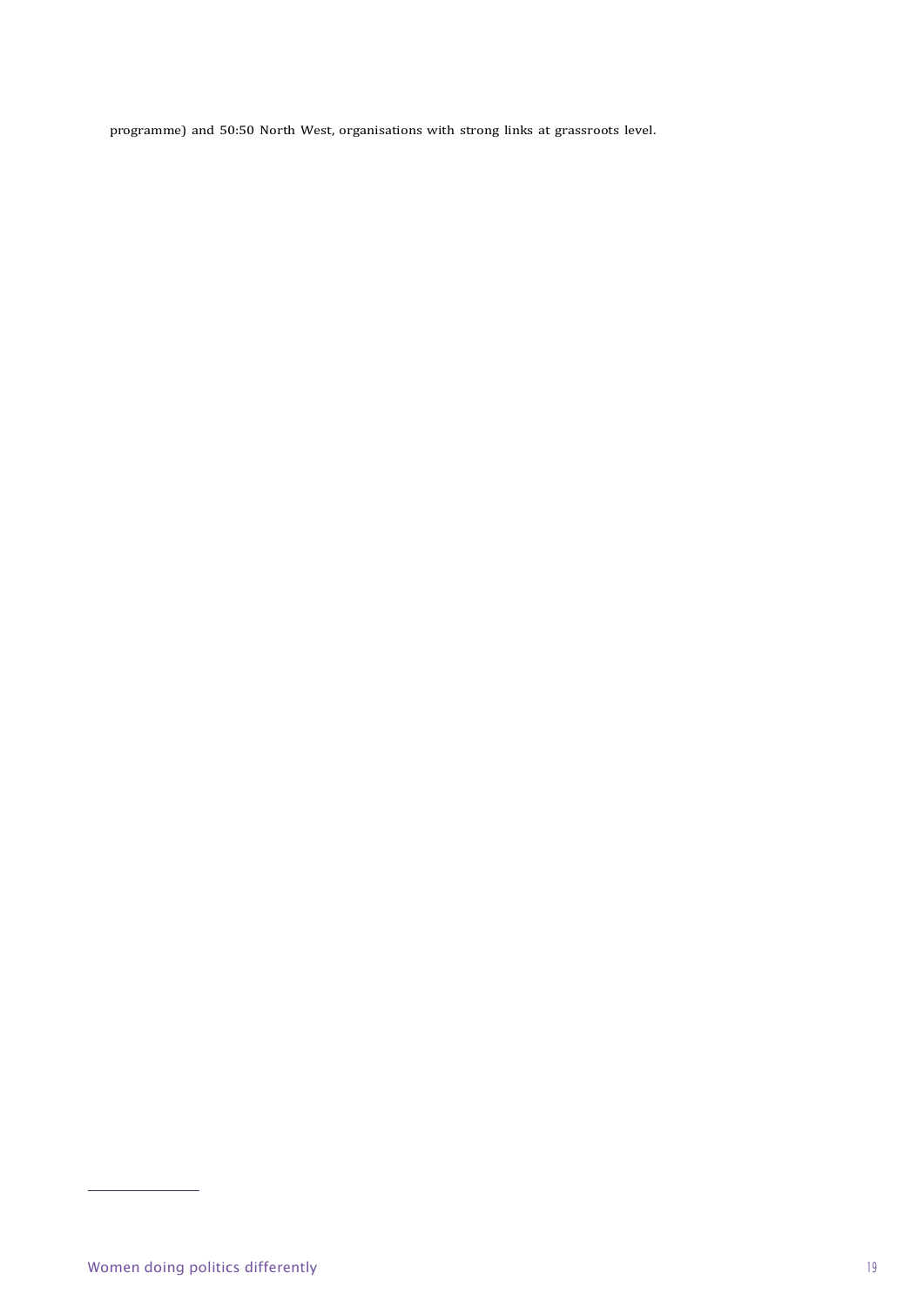programme) and 50:50 North West, organisations with strong links at grassroots level.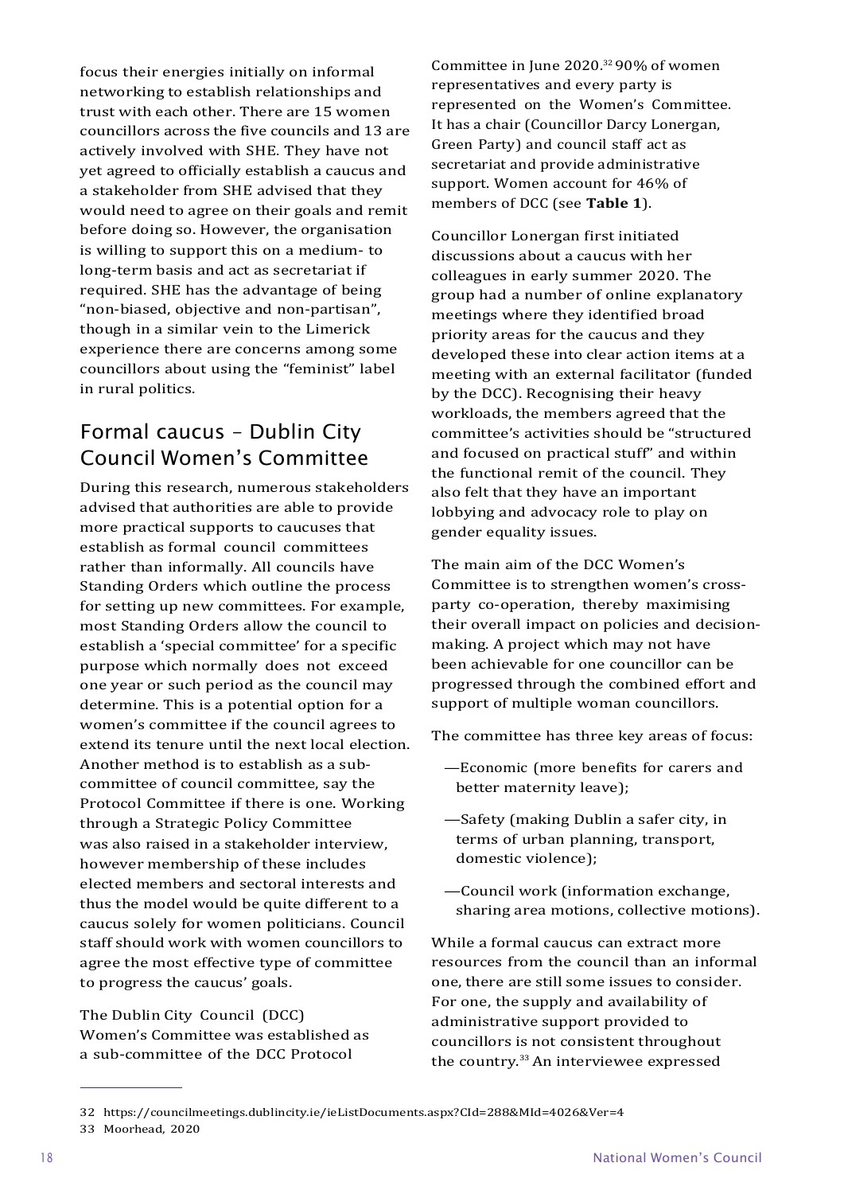focus their energies initially on informal networking to establish relationships and trust with each other. There are 15 women councillors across the five councils and 13 are actively involved with SHE. They have not yet agreed to officially establish a caucus and a stakeholder from SHE advised that they would need to agree on their goals and remit before doing so. However, the organisation is willing to support this on a medium- to long-term basis and act as secretariat if required. SHE has the advantage of being "non-biased, objective and non-partisan", though in a similar vein to the Limerick experience there are concerns among some councillors about using the "feminist" label in rural politics.

## Formal caucus – Dublin City Council Women's Committee

During this research, numerous stakeholders advised that authorities are able to provide more practical supports to caucuses that establish as formal council committees rather than informally. All councils have Standing Orders which outline the process for setting up new committees. For example, most Standing Orders allow the council to establish a 'special committee' for a specific purpose which normally does not exceed one year or such period as the council may determine. This is a potential option for a women's committee if the council agrees to extend its tenure until the next local election. Another method is to establish as a sub-committee of council committee, say the Protocol Committee if there is one. Working through a Strategic Policy Committee was also raised in a stakeholder interview, however membership of these includes elected members and sectoral interests and thus the model would be quite different to a caucus solely for women politicians. Council staff should work with women councillors to agree the most effective type of committee to progress the caucus' goals.

The Dublin City Council (DCC) Women's Committee was established as a sub-committee of the DCC Protocol Committee in June 2020.[32] 90% of women representatives and every party is represented on the Women's Committee. It has a chair (Councillor Darcy Lonergan, Green Party) and council staff act as secretariat and provide administrative support. Women account for 46% of members of DCC (see **Table 1**).

Councillor Lonergan first initiated discussions about a caucus with her colleagues in early summer 2020. The group had a number of online explanatory meetings where they identified broad priority areas for the caucus and they developed these into clear action items at a meeting with an external facilitator (funded by the DCC). Recognising their heavy workloads, the members agreed that the committee's activities should be "structured and focused on practical stuff" and within the functional remit of the council. They also felt that they have an important lobbying and advocacy role to play on gender equality issues.

The main aim of the DCC Women's Committee is to strengthen women's cross-party co-operation, thereby maximising their overall impact on policies and decision-making. A project which may not have been achievable for one councillor can be progressed through the combined effort and support of multiple woman councillors.

The committee has three key areas of focus:

- Economic (more benefits for carers and better maternity leave);
- Safety (making Dublin a safer city, in terms of urban planning, transport, domestic violence);
- Council work (information exchange, sharing area motions, collective motions).

While a formal caucus can extract more resources from the council than an informal one, there are still some issues to consider. For one, the supply and availability of administrative support provided to councillors is not consistent throughout the country.[33] An interviewee expressed

32 https://councilmeetings.dublincity.ie/ieListDocuments.aspx?CId=288&MId=4026&Ver=4

33 Moorhead, 2020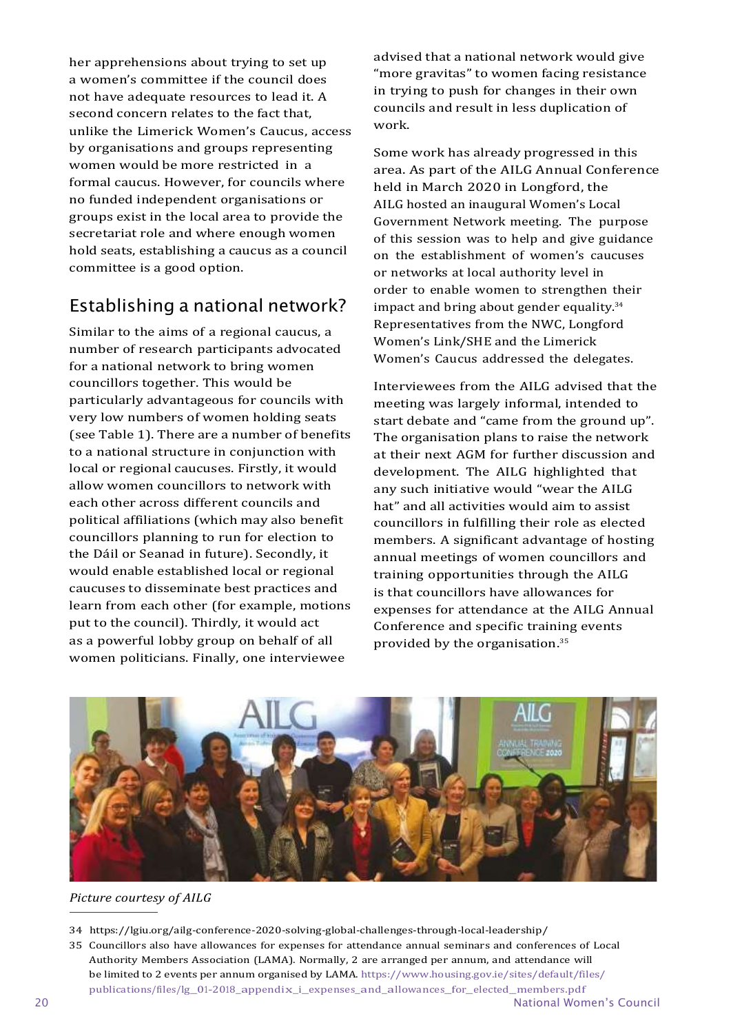her apprehensions about trying to set up a women's committee if the council does not have adequate resources to lead it. A second concern relates to the fact that, unlike the Limerick Women's Caucus, access by organisations and groups representing women would be more restricted in a formal caucus. However, for councils where no funded independent organisations or groups exist in the local area to provide the secretariat role and where enough women hold seats, establishing a caucus as a council committee is a good option.

## Establishing a national network?

Similar to the aims of a regional caucus, a number of research participants advocated for a national network to bring women councillors together. This would be particularly advantageous for councils with very low numbers of women holding seats (see Table 1). There are a number of benefits to a national structure in conjunction with local or regional caucuses. Firstly, it would allow women councillors to network with each other across different councils and political affiliations (which may also benefit councillors planning to run for election to the Dáil or Seanad in future). Secondly, it would enable established local or regional caucuses to disseminate best practices and learn from each other (for example, motions put to the council). Thirdly, it would act as a powerful lobby group on behalf of all women politicians. Finally, one interviewee advised that a national network would give "more gravitas" to women facing resistance in trying to push for changes in their own councils and result in less duplication of work.

Some work has already progressed in this area. As part of the AILG Annual Conference held in March 2020 in Longford, the AILG hosted an inaugural Women's Local Government Network meeting. The purpose of this session was to help and give guidance on the establishment of women's caucuses or networks at local authority level in order to enable women to strengthen their impact and bring about gender equality.[34] Representatives from the NWC, Longford Women's Link/SHE and the Limerick Women's Caucus addressed the delegates.

Interviewees from the AILG advised that the meeting was largely informal, intended to start debate and "came from the ground up". The organisation plans to raise the network at their next AGM for further discussion and development. The AILG highlighted that any such initiative would "wear the AILG hat" and all activities would aim to assist councillors in fulfilling their role as elected members. A significant advantage of hosting annual meetings of women councillors and training opportunities through the AILG is that councillors have allowances for expenses for attendance at the AILG Annual Conference and specific training events provided by the organisation.[35]

*Picture courtesy of AILG*

34 https://lgiu.org/ailg-conference-2020-solving-global-challenges-through-local-leadership/

35 Councillors also have allowances for expenses for attendance annual seminars and conferences of Local Authority Members Association (LAMA). Normally, 2 are arranged per annum, and attendance will be limited to 2 events per annum organised by LAMA. https://www.housing.gov.ie/sites/default/files/publications/files/lg_01-2018_appendix_i_expenses_and_allowances_for_elected_members.pdf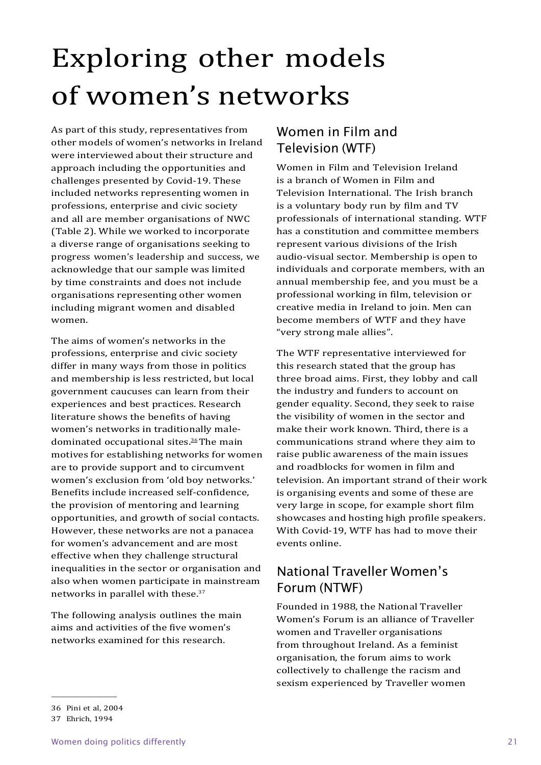# Exploring other models of women's networks

As part of this study, representatives from other models of women's networks in Ireland were interviewed about their structure and approach including the opportunities and challenges presented by Covid-19. These included networks representing women in professions, enterprise and civic society and all are member organisations of NWC (Table 2). While we worked to incorporate a diverse range of organisations seeking to progress women's leadership and success, we acknowledge that our sample was limited by time constraints and does not include organisations representing other women including migrant women and disabled women.

The aims of women's networks in the professions, enterprise and civic society differ in many ways from those in politics and membership is less restricted, but local government caucuses can learn from their experiences and best practices. Research literature shows the benefits of having women's networks in traditionally male-dominated occupational sites.[36] The main motives for establishing networks for women are to provide support and to circumvent women's exclusion from 'old boy networks.' Benefits include increased self-confidence, the provision of mentoring and learning opportunities, and growth of social contacts. However, these networks are not a panacea for women's advancement and are most effective when they challenge structural inequalities in the sector or organisation and also when women participate in mainstream networks in parallel with these.[37]

The following analysis outlines the main aims and activities of the five women's networks examined for this research.

## Women in Film and Television (WTF)

Women in Film and Television Ireland is a branch of Women in Film and Television International. The Irish branch is a voluntary body run by film and TV professionals of international standing. WTF has a constitution and committee members represent various divisions of the Irish audio-visual sector. Membership is open to individuals and corporate members, with an annual membership fee, and you must be a professional working in film, television or creative media in Ireland to join. Men can become members of WTF and they have "very strong male allies".

The WTF representative interviewed for this research stated that the group has three broad aims. First, they lobby and call the industry and funders to account on gender equality. Second, they seek to raise the visibility of women in the sector and make their work known. Third, there is a communications strand where they aim to raise public awareness of the main issues and roadblocks for women in film and television. An important strand of their work is organising events and some of these are very large in scope, for example short film showcases and hosting high profile speakers. With Covid-19, WTF has had to move their events online.

## National Traveller Women's Forum (NTWF)

Founded in 1988, the National Traveller Women's Forum is an alliance of Traveller women and Traveller organisations from throughout Ireland. As a feminist organisation, the forum aims to work collectively to challenge the racism and sexism experienced by Traveller women

36 Pini et al, 2004

37 Ehrich, 1994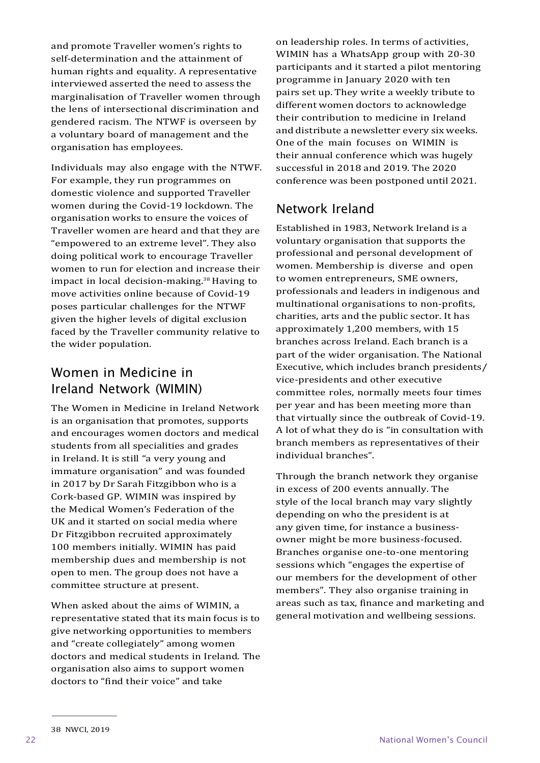and promote Traveller women's rights to self-determination and the attainment of human rights and equality. A representative interviewed asserted the need to assess the marginalisation of Traveller women through the lens of intersectional discrimination and gendered racism. The NTWF is overseen by a voluntary board of management and the organisation has employees.

Individuals may also engage with the NTWF. For example, they run programmes on domestic violence and supported Traveller women during the Covid-19 lockdown. The organisation works to ensure the voices of Traveller women are heard and that they are "empowered to an extreme level". They also doing political work to encourage Traveller women to run for election and increase their impact in local decision-making.[38] Having to move activities online because of Covid-19 poses particular challenges for the NTWF given the higher levels of digital exclusion faced by the Traveller community relative to the wider population.

## Women in Medicine in Ireland Network (WIMIN)

The Women in Medicine in Ireland Network is an organisation that promotes, supports and encourages women doctors and medical students from all specialities and grades in Ireland. It is still "a very young and immature organisation" and was founded in 2017 by Dr Sarah Fitzgibbon who is a Cork-based GP. WIMIN was inspired by the Medical Women's Federation of the UK and it started on social media where Dr Fitzgibbon recruited approximately 100 members initially. WIMIN has paid membership dues and membership is not open to men. The group does not have a committee structure at present.

When asked about the aims of WIMIN, a representative stated that its main focus is to give networking opportunities to members and "create collegiately" among women doctors and medical students in Ireland. The organisation also aims to support women doctors to "find their voice" and take on leadership roles. In terms of activities, WIMIN has a WhatsApp group with 20-30 participants and it started a pilot mentoring programme in January 2020 with ten pairs set up. They write a weekly tribute to different women doctors to acknowledge their contribution to medicine in Ireland and distribute a newsletter every six weeks. One of the main focuses on WIMIN is their annual conference which was hugely successful in 2018 and 2019. The 2020 conference was been postponed until 2021.

## Network Ireland

Established in 1983, Network Ireland is a voluntary organisation that supports the professional and personal development of women. Membership is diverse and open to women entrepreneurs, SME owners, professionals and leaders in indigenous and multinational organisations to non-profits, charities, arts and the public sector. It has approximately 1,200 members, with 15 branches across Ireland. Each branch is a part of the wider organisation. The National Executive, which includes branch presidents/vice-presidents and other executive committee roles, normally meets four times per year and has been meeting more than that virtually since the outbreak of Covid-19. A lot of what they do is "in consultation with branch members as representatives of their individual branches".

Through the branch network they organise in excess of 200 events annually. The style of the local branch may vary slightly depending on who the president is at any given time, for instance a business-owner might be more business-focused. Branches organise one-to-one mentoring sessions which "engages the expertise of our members for the development of other members". They also organise training in areas such as tax, finance and marketing and general motivation and wellbeing sessions.

---

38 NWCI, 2019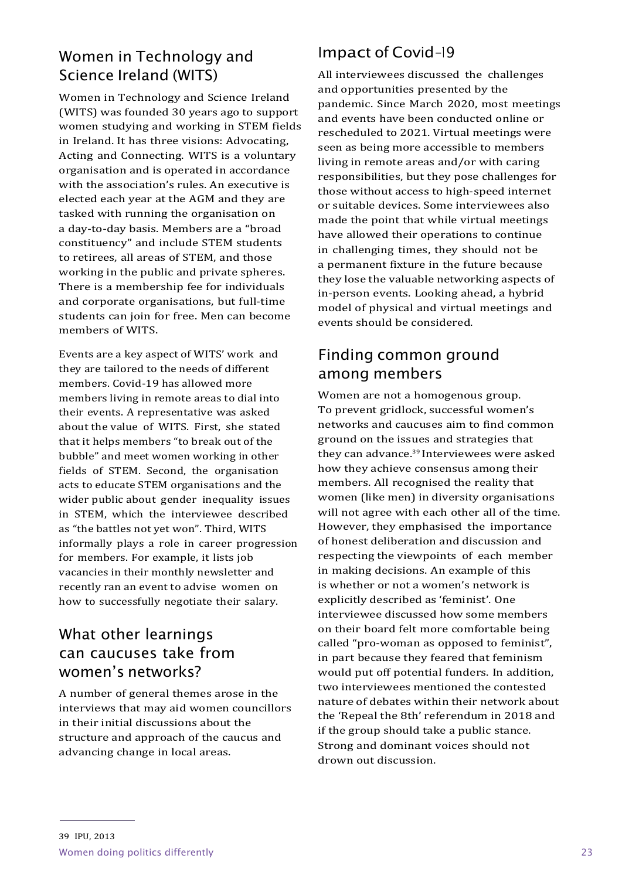## Women in Technology and Science Ireland (WITS)

Women in Technology and Science Ireland (WITS) was founded 30 years ago to support women studying and working in STEM fields in Ireland. It has three visions: Advocating, Acting and Connecting. WITS is a voluntary organisation and is operated in accordance with the association's rules. An executive is elected each year at the AGM and they are tasked with running the organisation on a day-to-day basis. Members are a "broad constituency" and include STEM students to retirees, all areas of STEM, and those working in the public and private spheres. There is a membership fee for individuals and corporate organisations, but full-time students can join for free. Men can become members of WITS.

Events are a key aspect of WITS' work and they are tailored to the needs of different members. Covid-19 has allowed more members living in remote areas to dial into their events. A representative was asked about the value of WITS. First, she stated that it helps members "to break out of the bubble" and meet women working in other fields of STEM. Second, the organisation acts to educate STEM organisations and the wider public about gender inequality issues in STEM, which the interviewee described as "the battles not yet won". Third, WITS informally plays a role in career progression for members. For example, it lists job vacancies in their monthly newsletter and recently ran an event to advise women on how to successfully negotiate their salary.

## What other learnings can caucuses take from women's networks?

A number of general themes arose in the interviews that may aid women councillors in their initial discussions about the structure and approach of the caucus and advancing change in local areas.

## Impact of Covid-19

All interviewees discussed the challenges and opportunities presented by the pandemic. Since March 2020, most meetings and events have been conducted online or rescheduled to 2021. Virtual meetings were seen as being more accessible to members living in remote areas and/or with caring responsibilities, but they pose challenges for those without access to high-speed internet or suitable devices. Some interviewees also made the point that while virtual meetings have allowed their operations to continue in challenging times, they should not be a permanent fixture in the future because they lose the valuable networking aspects of in-person events. Looking ahead, a hybrid model of physical and virtual meetings and events should be considered.

## Finding common ground among members

Women are not a homogenous group. To prevent gridlock, successful women's networks and caucuses aim to find common ground on the issues and strategies that they can advance.[39] Interviewees were asked how they achieve consensus among their members. All recognised the reality that women (like men) in diversity organisations will not agree with each other all of the time. However, they emphasised the importance of honest deliberation and discussion and respecting the viewpoints of each member in making decisions. An example of this is whether or not a women's network is explicitly described as 'feminist'. One interviewee discussed how some members on their board felt more comfortable being called "pro-woman as opposed to feminist", in part because they feared that feminism would put off potential funders. In addition, two interviewees mentioned the contested nature of debates within their network about the 'Repeal the 8th' referendum in 2018 and if the group should take a public stance. Strong and dominant voices should not drown out discussion.

---

39 IPU, 2013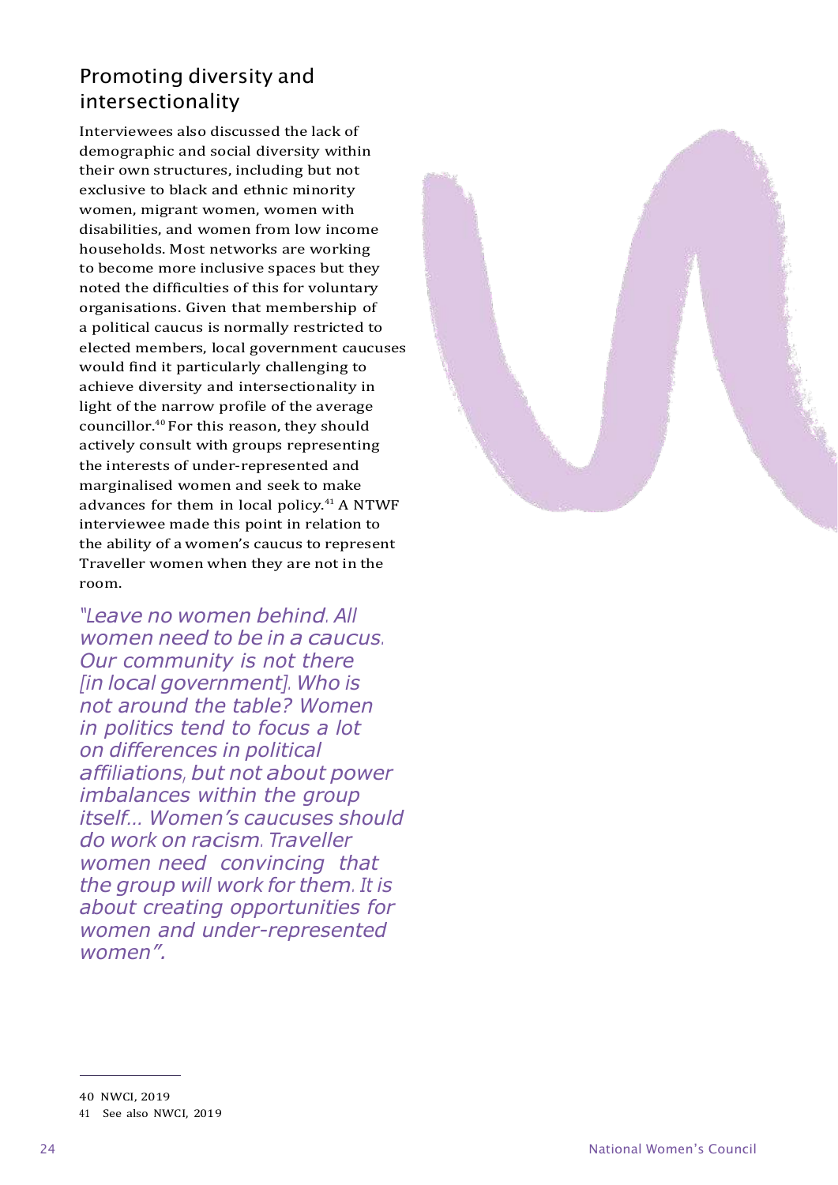## Promoting diversity and intersectionality

Interviewees also discussed the lack of demographic and social diversity within their own structures, including but not exclusive to black and ethnic minority women, migrant women, women with disabilities, and women from low income households. Most networks are working to become more inclusive spaces but they noted the difficulties of this for voluntary organisations. Given that membership of a political caucus is normally restricted to elected members, local government caucuses would find it particularly challenging to achieve diversity and intersectionality in light of the narrow profile of the average councillor.[40] For this reason, they should actively consult with groups representing the interests of under-represented and marginalised women and seek to make advances for them in local policy.[41] A NTWF interviewee made this point in relation to the ability of a women's caucus to represent Traveller women when they are not in the room.

*"Leave no women behind. All women need to be in a caucus. Our community is not there [in local government]. Who is not around the table? Women in politics tend to focus a lot on differences in political affiliations, but not about power imbalances within the group itself... Women's caucuses should do work on racism. Traveller women need convincing that the group will work for them. It is about creating opportunities for women and under-represented women".*

---

40 NWCI, 2019

41 See also NWCI, 2019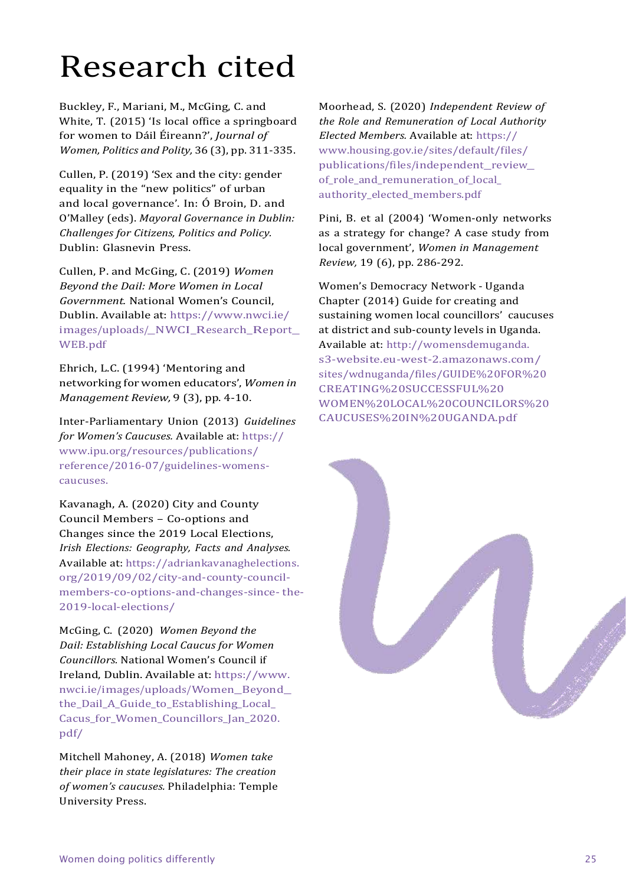# Research cited

Buckley, F., Mariani, M., McGing, C. and White, T. (2015) 'Is local office a springboard for women to Dáil Éireann?', *Journal of Women, Politics and Polity,* 36 (3), pp. 311-335.

Cullen, P. (2019) 'Sex and the city: gender equality in the "new politics" of urban and local governance'. In: Ó Broin, D. and O'Malley (eds). *Mayoral Governance in Dublin: Challenges for Citizens, Politics and Policy.* Dublin: Glasnevin Press.

Cullen, P. and McGing, C. (2019) *Women Beyond the Dail: More Women in Local Government.* National Women's Council, Dublin. Available at: https://www.nwci.ie/images/uploads/_NWCI_Research_Report_WEB.pdf

Ehrich, L.C. (1994) 'Mentoring and networking for women educators', *Women in Management Review,* 9 (3), pp. 4-10.

Inter-Parliamentary Union (2013) *Guidelines for Women's Caucuses.* Available at: https://www.ipu.org/resources/publications/reference/2016-07/guidelines-womens-caucuses.

Kavanagh, A. (2020) City and County Council Members – Co-options and Changes since the 2019 Local Elections, *Irish Elections: Geography, Facts and Analyses*. Available at: https://adriankavanaghelections.org/2019/09/02/city-and-county-council-members-co-options-and-changes-since- the-2019-local-elections/

McGing, C. (2020) *Women Beyond the Dail: Establishing Local Caucus for Women Councillors.* National Women's Council if Ireland, Dublin. Available at: https://www.nwci.ie/images/uploads/Women_Beyond_the_Dail_A_Guide_to_Establishing_Local_Cacus_for_Women_Councillors_Jan_2020.pdf/

Mitchell Mahoney, A. (2018) *Women take their place in state legislatures: The creation of women's caucuses.* Philadelphia: Temple University Press.

Moorhead, S. (2020) *Independent Review of the Role and Remuneration of Local Authority Elected Members.* Available at: https://www.housing.gov.ie/sites/default/files/publications/files/independent_review_of_role_and_remuneration_of_local_authority_elected_members.pdf

Pini, B. et al (2004) 'Women-only networks as a strategy for change? A case study from local government', *Women in Management Review,* 19 (6), pp. 286-292.

Women's Democracy Network - Uganda Chapter (2014) Guide for creating and sustaining women local councillors' caucuses at district and sub-county levels in Uganda. Available at: http://womensdemuganda.s3-website.eu-west-2.amazonaws.com/sites/wdnuganda/files/GUIDE%20FOR%20CREATING%20SUCCESSFUL%20WOMEN%20LOCAL%20COUNCILORS%20CAUCUSES%20IN%20UGANDA.pdf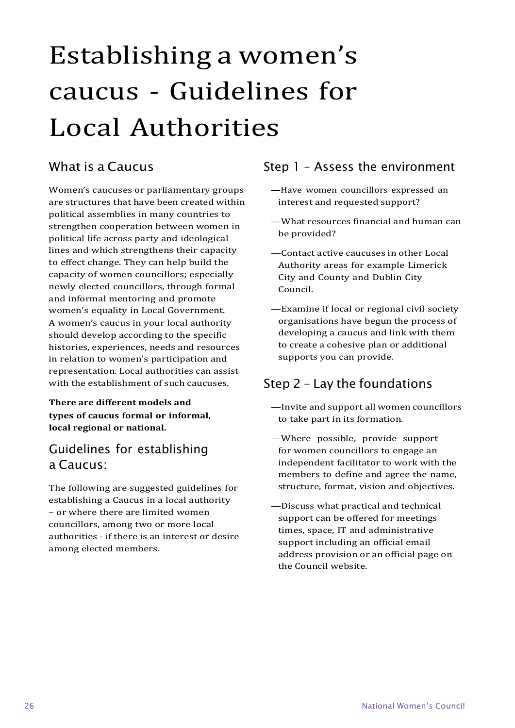# Establishing a women's caucus - Guidelines for Local Authorities

## What is a Caucus

Women's caucuses or parliamentary groups are structures that have been created within political assemblies in many countries to strengthen cooperation between women in political life across party and ideological lines and which strengthens their capacity to effect change. They can help build the capacity of women councillors; especially newly elected councillors, through formal and informal mentoring and promote women's equality in Local Government. A women's caucus in your local authority should develop according to the specific histories, experiences, needs and resources in relation to women's participation and representation. Local authorities can assist with the establishment of such caucuses.

**There are different models and types of caucus formal or informal, local regional or national.**

## Guidelines for establishing a Caucus:

The following are suggested guidelines for establishing a Caucus in a local authority – or where there are limited women councillors, among two or more local authorities - if there is an interest or desire among elected members.

## Step 1 – Assess the environment

- Have women councillors expressed an interest and requested support?
- What resources financial and human can be provided?
- Contact active caucuses in other Local Authority areas for example Limerick City and County and Dublin City Council.
- Examine if local or regional civil society organisations have begun the process of developing a caucus and link with them to create a cohesive plan or additional supports you can provide.

## Step 2 – Lay the foundations

- Invite and support all women councillors to take part in its formation.
- Where possible, provide support for women councillors to engage an independent facilitator to work with the members to define and agree the name, structure, format, vision and objectives.
- Discuss what practical and technical support can be offered for meetings times, space, IT and administrative support including an official email address provision or an official page on the Council website.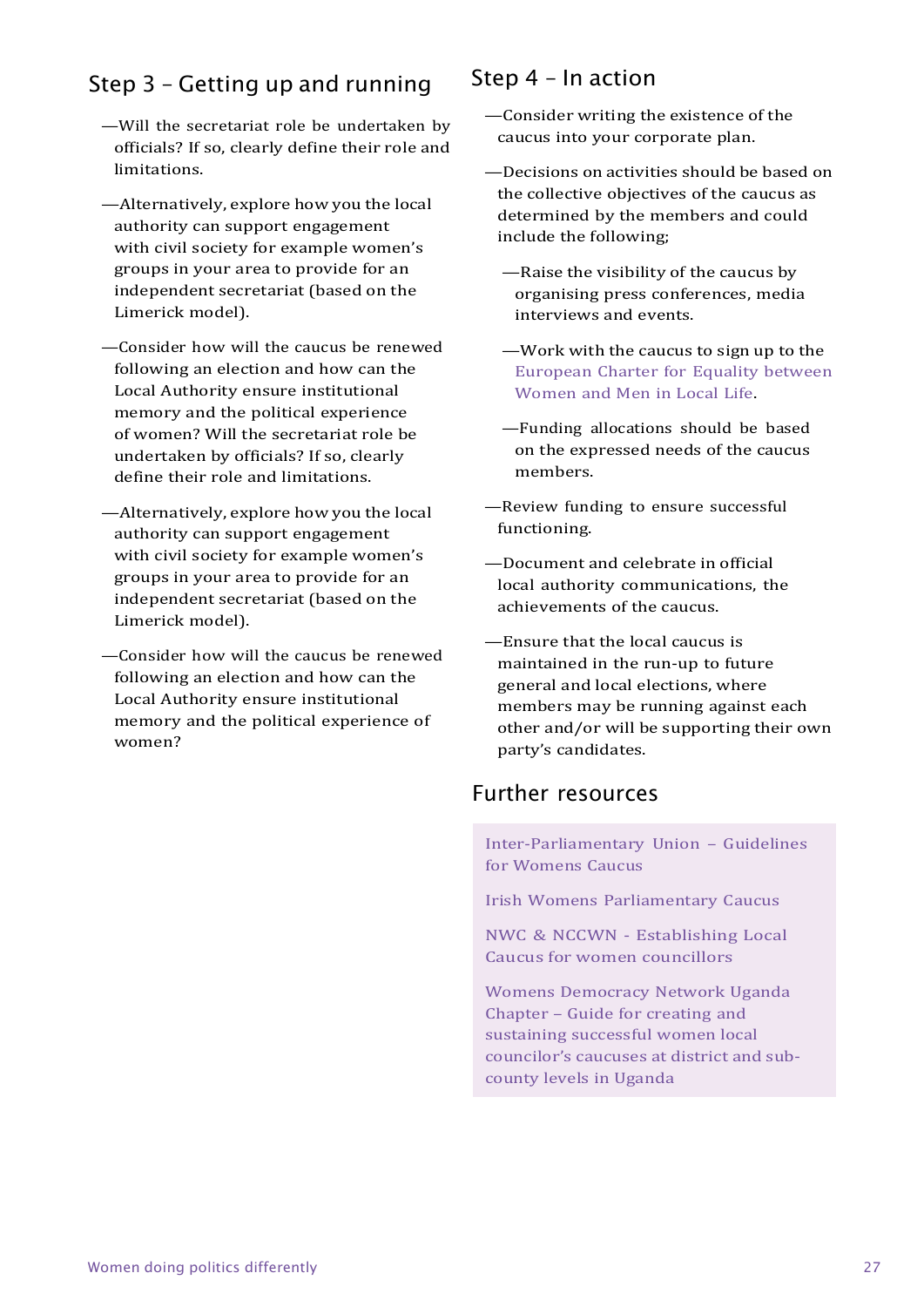## Step 3 – Getting up and running

- Will the secretariat role be undertaken by officials? If so, clearly define their role and limitations.
- Alternatively, explore how you the local authority can support engagement with civil society for example women's groups in your area to provide for an independent secretariat (based on the Limerick model).
- Consider how will the caucus be renewed following an election and how can the Local Authority ensure institutional memory and the political experience of women? Will the secretariat role be undertaken by officials? If so, clearly define their role and limitations.
- Alternatively, explore how you the local authority can support engagement with civil society for example women's groups in your area to provide for an independent secretariat (based on the Limerick model).
- Consider how will the caucus be renewed following an election and how can the Local Authority ensure institutional memory and the political experience of women?

## Step 4 – In action

- Consider writing the existence of the caucus into your corporate plan.
- Decisions on activities should be based on the collective objectives of the caucus as determined by the members and could include the following;
  - Raise the visibility of the caucus by organising press conferences, media interviews and events.
  - Work with the caucus to sign up to the European Charter for Equality between Women and Men in Local Life.
  - Funding allocations should be based on the expressed needs of the caucus members.
- Review funding to ensure successful functioning.
- Document and celebrate in official local authority communications, the achievements of the caucus.
- Ensure that the local caucus is maintained in the run-up to future general and local elections, where members may be running against each other and/or will be supporting their own party's candidates.

## Further resources

Inter-Parliamentary Union – Guidelines for Womens Caucus

Irish Womens Parliamentary Caucus

NWC & NCCWN - Establishing Local Caucus for women councillors

Womens Democracy Network Uganda Chapter – Guide for creating and sustaining successful women local councilor's caucuses at district and sub-county levels in Uganda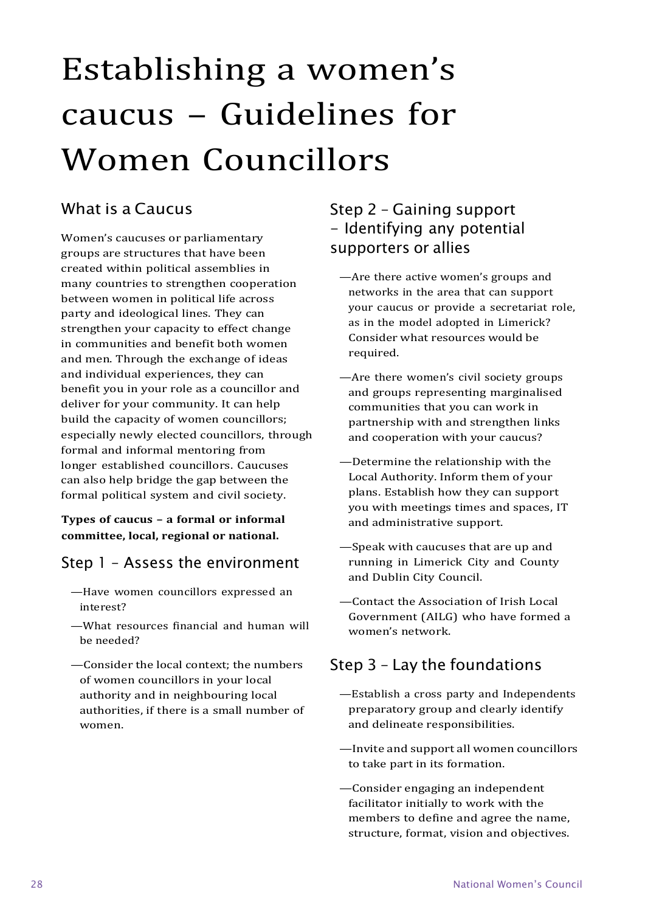# Establishing a women's caucus – Guidelines for Women Councillors

## What is a Caucus

Women's caucuses or parliamentary groups are structures that have been created within political assemblies in many countries to strengthen cooperation between women in political life across party and ideological lines. They can strengthen your capacity to effect change in communities and benefit both women and men. Through the exchange of ideas and individual experiences, they can benefit you in your role as a councillor and deliver for your community. It can help build the capacity of women councillors; especially newly elected councillors, through formal and informal mentoring from longer established councillors. Caucuses can also help bridge the gap between the formal political system and civil society.

**Types of caucus – a formal or informal committee, local, regional or national.**

## Step 1 – Assess the environment

- Have women councillors expressed an interest?
- What resources financial and human will be needed?
- Consider the local context; the numbers of women councillors in your local authority and in neighbouring local authorities, if there is a small number of women.

## Step 2 – Gaining support – Identifying any potential supporters or allies

- Are there active women's groups and networks in the area that can support your caucus or provide a secretariat role, as in the model adopted in Limerick? Consider what resources would be required.
- Are there women's civil society groups and groups representing marginalised communities that you can work in partnership with and strengthen links and cooperation with your caucus?
- Determine the relationship with the Local Authority. Inform them of your plans. Establish how they can support you with meetings times and spaces, IT and administrative support.
- Speak with caucuses that are up and running in Limerick City and County and Dublin City Council.
- Contact the Association of Irish Local Government (AILG) who have formed a women's network.

## Step 3 – Lay the foundations

- Establish a cross party and Independents preparatory group and clearly identify and delineate responsibilities.
- Invite and support all women councillors to take part in its formation.
- Consider engaging an independent facilitator initially to work with the members to define and agree the name, structure, format, vision and objectives.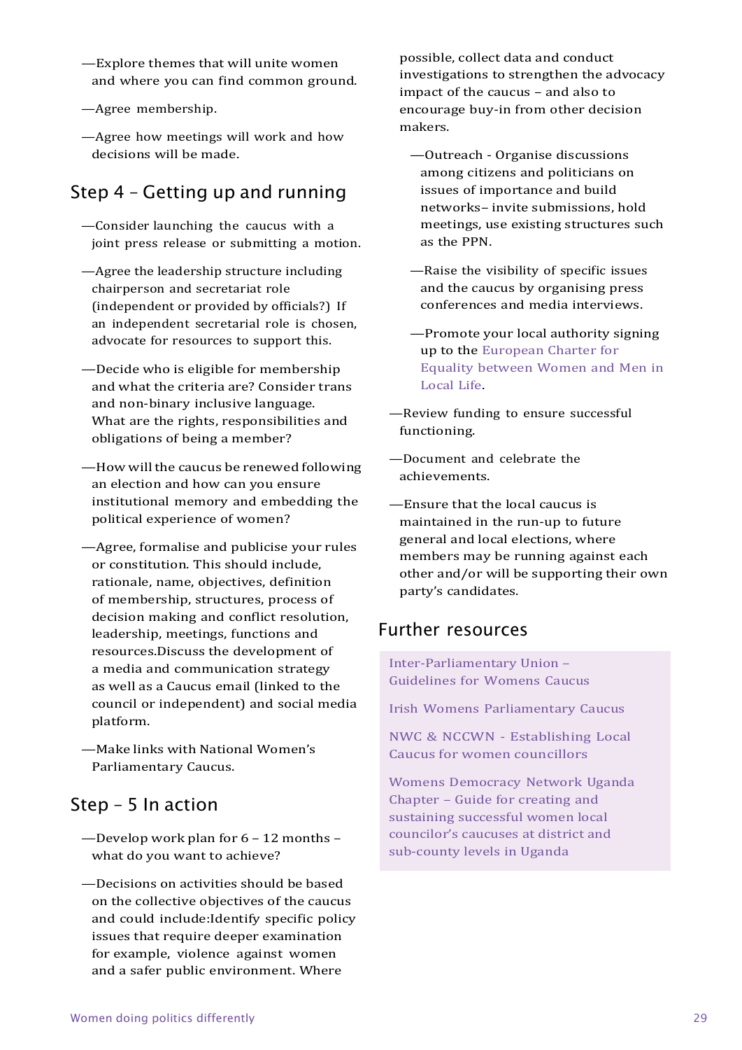—Explore themes that will unite women and where you can find common ground.

—Agree membership.

—Agree how meetings will work and how decisions will be made.

## Step 4 – Getting up and running

—Consider launching the caucus with a joint press release or submitting a motion.

—Agree the leadership structure including chairperson and secretariat role (independent or provided by officials?) If an independent secretarial role is chosen, advocate for resources to support this.

—Decide who is eligible for membership and what the criteria are? Consider trans and non-binary inclusive language. What are the rights, responsibilities and obligations of being a member?

—How will the caucus be renewed following an election and how can you ensure institutional memory and embedding the political experience of women?

—Agree, formalise and publicise your rules or constitution. This should include, rationale, name, objectives, definition of membership, structures, process of decision making and conflict resolution, leadership, meetings, functions and resources.Discuss the development of a media and communication strategy as well as a Caucus email (linked to the council or independent) and social media platform.

—Make links with National Women's Parliamentary Caucus.

## Step – 5 In action

—Develop work plan for 6 – 12 months – what do you want to achieve?

—Decisions on activities should be based on the collective objectives of the caucus and could include:Identify specific policy issues that require deeper examination for example, violence against women and a safer public environment. Where possible, collect data and conduct investigations to strengthen the advocacy impact of the caucus – and also to encourage buy-in from other decision makers.

—Outreach - Organise discussions among citizens and politicians on issues of importance and build networks– invite submissions, hold meetings, use existing structures such as the PPN.

—Raise the visibility of specific issues and the caucus by organising press conferences and media interviews.

—Promote your local authority signing up to the European Charter for Equality between Women and Men in Local Life.

—Review funding to ensure successful functioning.

—Document and celebrate the achievements.

—Ensure that the local caucus is maintained in the run-up to future general and local elections, where members may be running against each other and/or will be supporting their own party's candidates.

## Further resources

Inter-Parliamentary Union – Guidelines for Womens Caucus

Irish Womens Parliamentary Caucus

NWC & NCCWN - Establishing Local Caucus for women councillors

Womens Democracy Network Uganda Chapter – Guide for creating and sustaining successful women local councilor's caucuses at district and sub-county levels in Uganda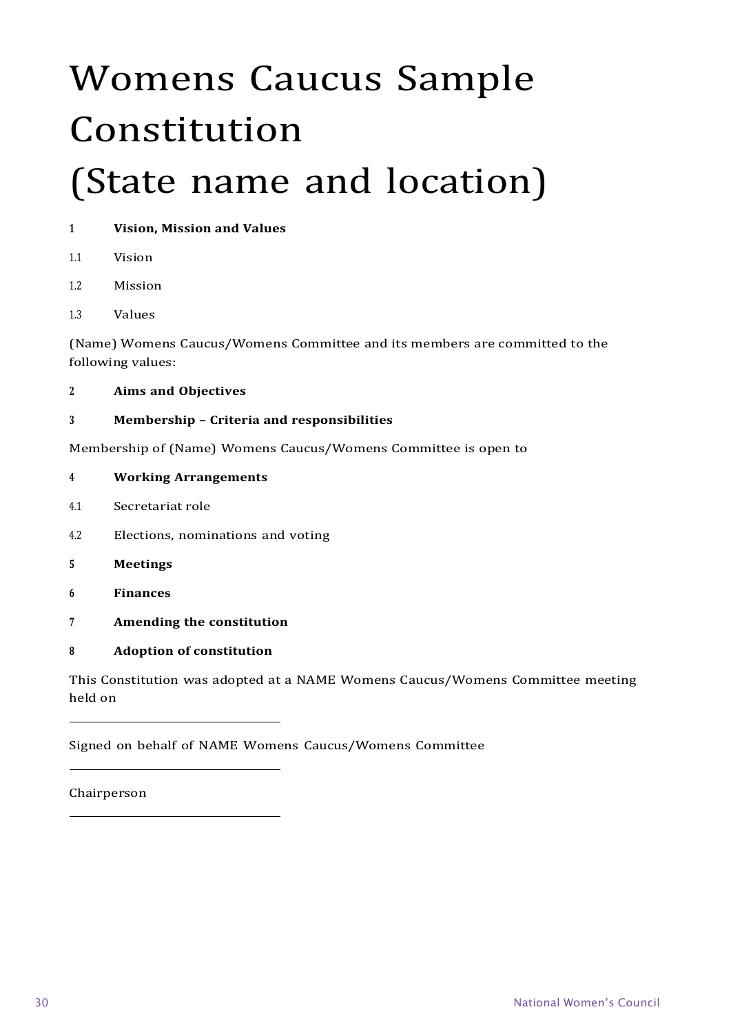# Womens Caucus Sample Constitution (State name and location)

## 1 Vision, Mission and Values

1.1 Vision

1.2 Mission

1.3 Values

(Name) Womens Caucus/Womens Committee and its members are committed to the following values:

## 2 Aims and Objectives

## 3 Membership – Criteria and responsibilities

Membership of (Name) Womens Caucus/Womens Committee is open to

## 4 Working Arrangements

4.1 Secretariat role

4.2 Elections, nominations and voting

## 5 Meetings

## 6 Finances

## 7 Amending the constitution

## 8 Adoption of constitution

This Constitution was adopted at a NAME Womens Caucus/Womens Committee meeting held on

\_\_\_\_\_\_\_\_\_\_\_\_\_\_\_\_\_\_\_\_\_\_\_\_\_\_\_\_\_\_

Signed on behalf of NAME Womens Caucus/Womens Committee

\_\_\_\_\_\_\_\_\_\_\_\_\_\_\_\_\_\_\_\_\_\_\_\_\_\_\_\_\_\_

Chairperson

\_\_\_\_\_\_\_\_\_\_\_\_\_\_\_\_\_\_\_\_\_\_\_\_\_\_\_\_\_\_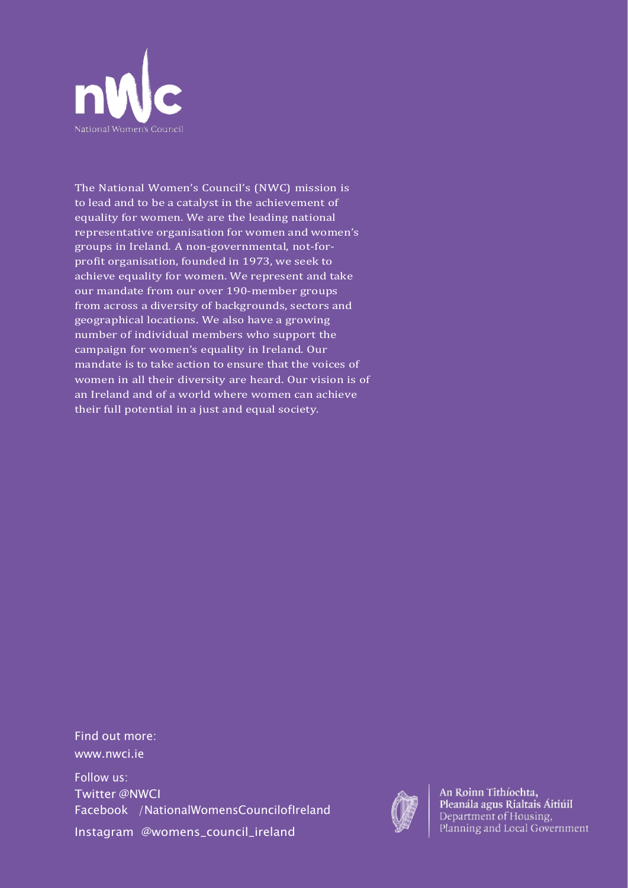nwc

National Women's Council

The National Women's Council's (NWC) mission is to lead and to be a catalyst in the achievement of equality for women. We are the leading national representative organisation for women and women's groups in Ireland. A non-governmental, not-for-profit organisation, founded in 1973, we seek to achieve equality for women. We represent and take our mandate from our over 190-member groups from across a diversity of backgrounds, sectors and geographical locations. We also have a growing number of individual members who support the campaign for women's equality in Ireland. Our mandate is to take action to ensure that the voices of women in all their diversity are heard. Our vision is of an Ireland and of a world where women can achieve their full potential in a just and equal society.

Find out more:
www.nwci.ie

Follow us:
Twitter @NWCI
Facebook /NationalWomensCouncilofIreland
Instagram @womens_council_ireland

An Roinn Tithíochta,
Pleanála agus Rialtais Áitiúil
Department of Housing,
Planning and Local Government